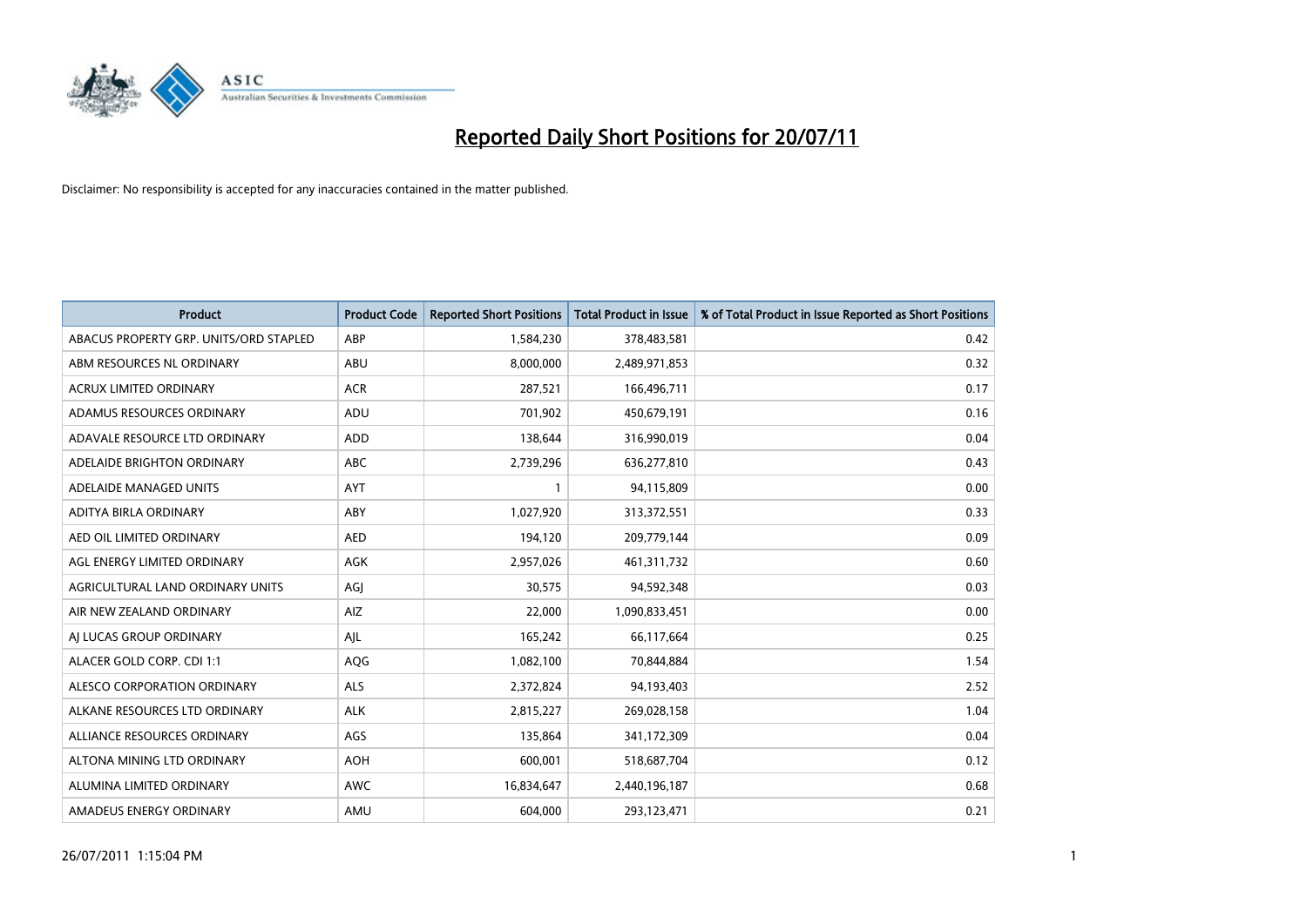# Reported Daily Short Positions for 20/07/11

Disclaimer: No responsibility is accepted for any inaccuracies contained in the matter published.

| Product | Product Code | Reported Short Positions | Total Product in Issue | % of Total Product in Issue Reported as Short Positions |
|---|---|---|---|---|
| ABACUS PROPERTY GRP. UNITS/ORD STAPLED | ABP | 1,584,230 | 378,483,581 | 0.42 |
| ABM RESOURCES NL ORDINARY | ABU | 8,000,000 | 2,489,971,853 | 0.32 |
| ACRUX LIMITED ORDINARY | ACR | 287,521 | 166,496,711 | 0.17 |
| ADAMUS RESOURCES ORDINARY | ADU | 701,902 | 450,679,191 | 0.16 |
| ADAVALE RESOURCE LTD ORDINARY | ADD | 138,644 | 316,990,019 | 0.04 |
| ADELAIDE BRIGHTON ORDINARY | ABC | 2,739,296 | 636,277,810 | 0.43 |
| ADELAIDE MANAGED UNITS | AYT | 1 | 94,115,809 | 0.00 |
| ADITYA BIRLA ORDINARY | ABY | 1,027,920 | 313,372,551 | 0.33 |
| AED OIL LIMITED ORDINARY | AED | 194,120 | 209,779,144 | 0.09 |
| AGL ENERGY LIMITED ORDINARY | AGK | 2,957,026 | 461,311,732 | 0.60 |
| AGRICULTURAL LAND ORDINARY UNITS | AGJ | 30,575 | 94,592,348 | 0.03 |
| AIR NEW ZEALAND ORDINARY | AIZ | 22,000 | 1,090,833,451 | 0.00 |
| AJ LUCAS GROUP ORDINARY | AJL | 165,242 | 66,117,664 | 0.25 |
| ALACER GOLD CORP. CDI 1:1 | AQG | 1,082,100 | 70,844,884 | 1.54 |
| ALESCO CORPORATION ORDINARY | ALS | 2,372,824 | 94,193,403 | 2.52 |
| ALKANE RESOURCES LTD ORDINARY | ALK | 2,815,227 | 269,028,158 | 1.04 |
| ALLIANCE RESOURCES ORDINARY | AGS | 135,864 | 341,172,309 | 0.04 |
| ALTONA MINING LTD ORDINARY | AOH | 600,001 | 518,687,704 | 0.12 |
| ALUMINA LIMITED ORDINARY | AWC | 16,834,647 | 2,440,196,187 | 0.68 |
| AMADEUS ENERGY ORDINARY | AMU | 604,000 | 293,123,471 | 0.21 |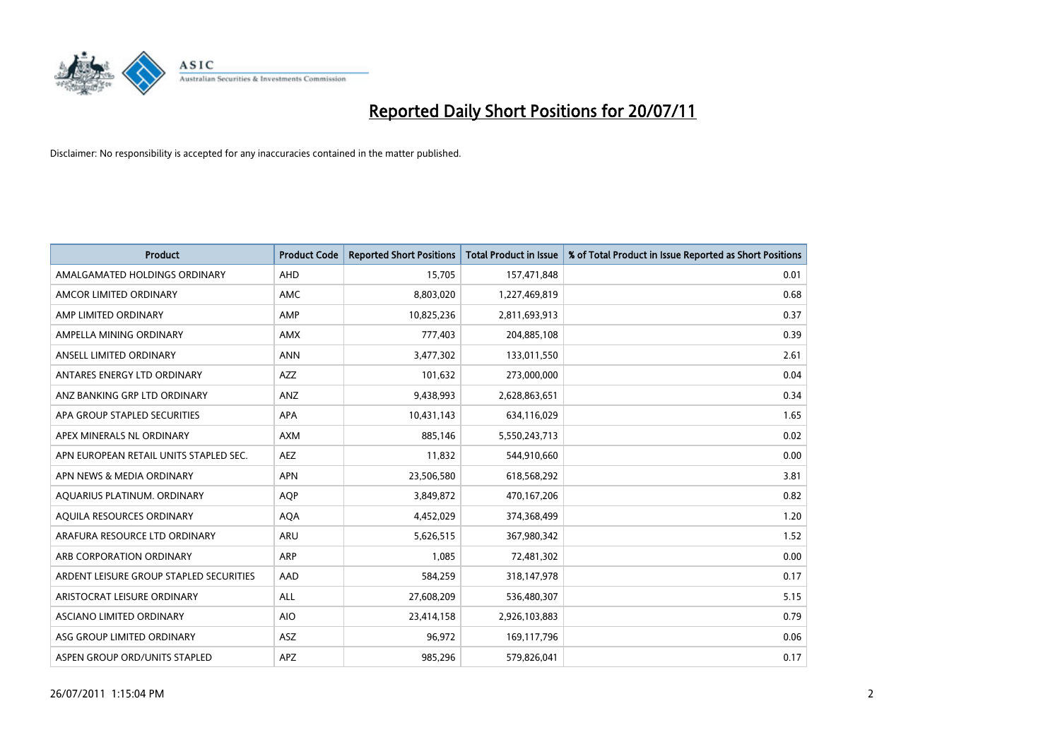# Reported Daily Short Positions for 20/07/11

Disclaimer: No responsibility is accepted for any inaccuracies contained in the matter published.

| Product | Product Code | Reported Short Positions | Total Product in Issue | % of Total Product in Issue Reported as Short Positions |
|---|---|---|---|---|
| AMALGAMATED HOLDINGS ORDINARY | AHD | 15,705 | 157,471,848 | 0.01 |
| AMCOR LIMITED ORDINARY | AMC | 8,803,020 | 1,227,469,819 | 0.68 |
| AMP LIMITED ORDINARY | AMP | 10,825,236 | 2,811,693,913 | 0.37 |
| AMPELLA MINING ORDINARY | AMX | 777,403 | 204,885,108 | 0.39 |
| ANSELL LIMITED ORDINARY | ANN | 3,477,302 | 133,011,550 | 2.61 |
| ANTARES ENERGY LTD ORDINARY | AZZ | 101,632 | 273,000,000 | 0.04 |
| ANZ BANKING GRP LTD ORDINARY | ANZ | 9,438,993 | 2,628,863,651 | 0.34 |
| APA GROUP STAPLED SECURITIES | APA | 10,431,143 | 634,116,029 | 1.65 |
| APEX MINERALS NL ORDINARY | AXM | 885,146 | 5,550,243,713 | 0.02 |
| APN EUROPEAN RETAIL UNITS STAPLED SEC. | AEZ | 11,832 | 544,910,660 | 0.00 |
| APN NEWS & MEDIA ORDINARY | APN | 23,506,580 | 618,568,292 | 3.81 |
| AQUARIUS PLATINUM. ORDINARY | AQP | 3,849,872 | 470,167,206 | 0.82 |
| AQUILA RESOURCES ORDINARY | AQA | 4,452,029 | 374,368,499 | 1.20 |
| ARAFURA RESOURCE LTD ORDINARY | ARU | 5,626,515 | 367,980,342 | 1.52 |
| ARB CORPORATION ORDINARY | ARP | 1,085 | 72,481,302 | 0.00 |
| ARDENT LEISURE GROUP STAPLED SECURITIES | AAD | 584,259 | 318,147,978 | 0.17 |
| ARISTOCRAT LEISURE ORDINARY | ALL | 27,608,209 | 536,480,307 | 5.15 |
| ASCIANO LIMITED ORDINARY | AIO | 23,414,158 | 2,926,103,883 | 0.79 |
| ASG GROUP LIMITED ORDINARY | ASZ | 96,972 | 169,117,796 | 0.06 |
| ASPEN GROUP ORD/UNITS STAPLED | APZ | 985,296 | 579,826,041 | 0.17 |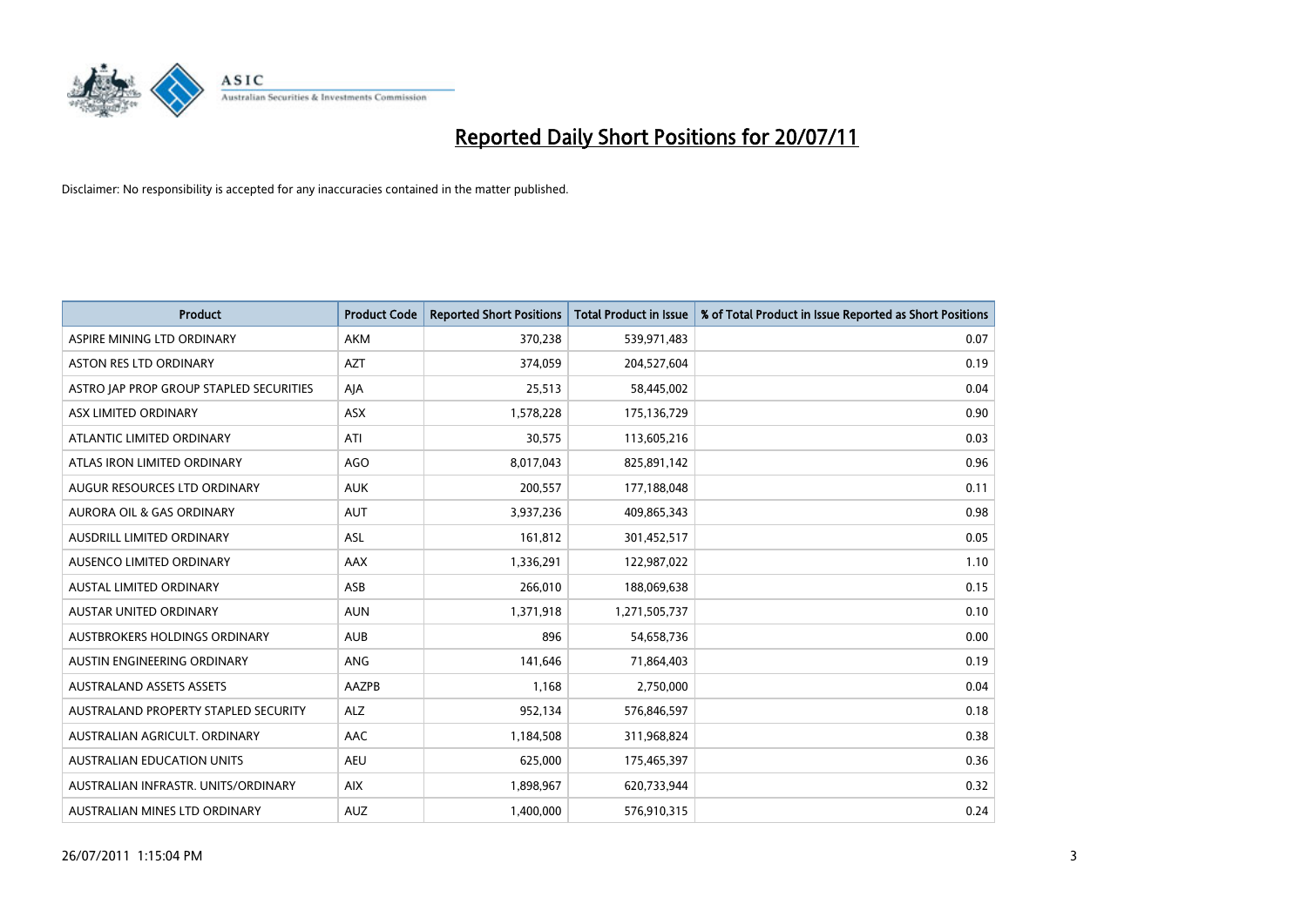# Reported Daily Short Positions for 20/07/11

Disclaimer: No responsibility is accepted for any inaccuracies contained in the matter published.

| Product | Product Code | Reported Short Positions | Total Product in Issue | % of Total Product in Issue Reported as Short Positions |
|---|---|---|---|---|
| ASPIRE MINING LTD ORDINARY | AKM | 370,238 | 539,971,483 | 0.07 |
| ASTON RES LTD ORDINARY | AZT | 374,059 | 204,527,604 | 0.19 |
| ASTRO JAP PROP GROUP STAPLED SECURITIES | AJA | 25,513 | 58,445,002 | 0.04 |
| ASX LIMITED ORDINARY | ASX | 1,578,228 | 175,136,729 | 0.90 |
| ATLANTIC LIMITED ORDINARY | ATI | 30,575 | 113,605,216 | 0.03 |
| ATLAS IRON LIMITED ORDINARY | AGO | 8,017,043 | 825,891,142 | 0.96 |
| AUGUR RESOURCES LTD ORDINARY | AUK | 200,557 | 177,188,048 | 0.11 |
| AURORA OIL & GAS ORDINARY | AUT | 3,937,236 | 409,865,343 | 0.98 |
| AUSDRILL LIMITED ORDINARY | ASL | 161,812 | 301,452,517 | 0.05 |
| AUSENCO LIMITED ORDINARY | AAX | 1,336,291 | 122,987,022 | 1.10 |
| AUSTAL LIMITED ORDINARY | ASB | 266,010 | 188,069,638 | 0.15 |
| AUSTAR UNITED ORDINARY | AUN | 1,371,918 | 1,271,505,737 | 0.10 |
| AUSTBROKERS HOLDINGS ORDINARY | AUB | 896 | 54,658,736 | 0.00 |
| AUSTIN ENGINEERING ORDINARY | ANG | 141,646 | 71,864,403 | 0.19 |
| AUSTRALAND ASSETS ASSETS | AAZPB | 1,168 | 2,750,000 | 0.04 |
| AUSTRALAND PROPERTY STAPLED SECURITY | ALZ | 952,134 | 576,846,597 | 0.18 |
| AUSTRALIAN AGRICULT. ORDINARY | AAC | 1,184,508 | 311,968,824 | 0.38 |
| AUSTRALIAN EDUCATION UNITS | AEU | 625,000 | 175,465,397 | 0.36 |
| AUSTRALIAN INFRASTR. UNITS/ORDINARY | AIX | 1,898,967 | 620,733,944 | 0.32 |
| AUSTRALIAN MINES LTD ORDINARY | AUZ | 1,400,000 | 576,910,315 | 0.24 |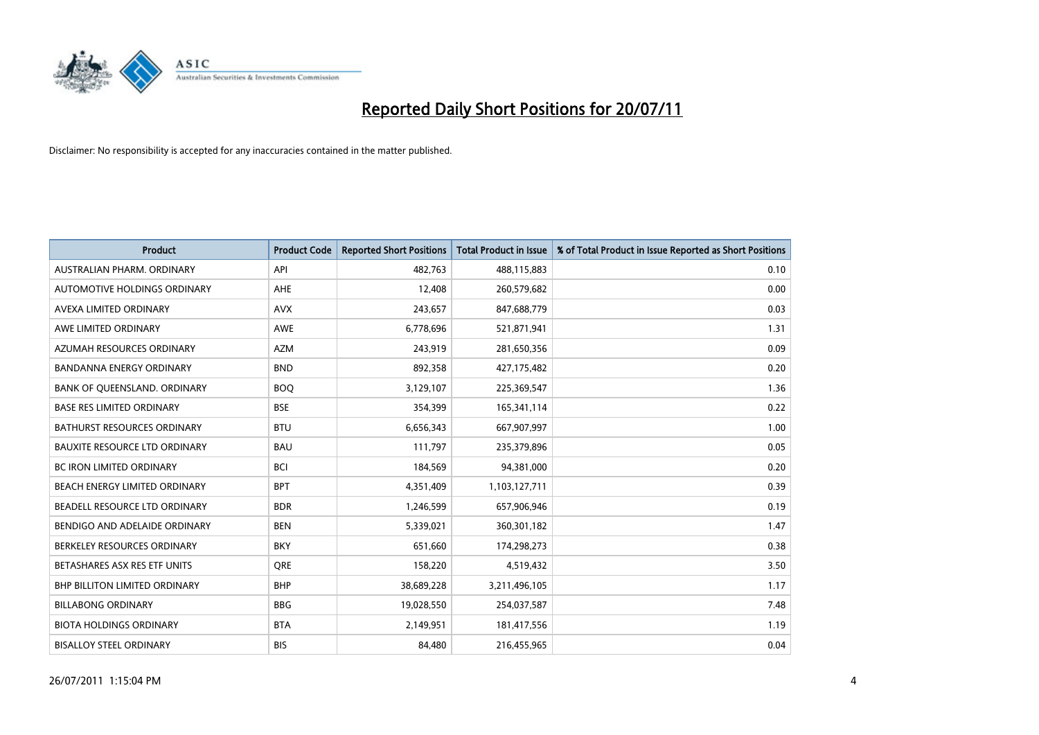# Reported Daily Short Positions for 20/07/11

Disclaimer: No responsibility is accepted for any inaccuracies contained in the matter published.

| Product | Product Code | Reported Short Positions | Total Product in Issue | % of Total Product in Issue Reported as Short Positions |
|---|---|---|---|---|
| AUSTRALIAN PHARM. ORDINARY | API | 482,763 | 488,115,883 | 0.10 |
| AUTOMOTIVE HOLDINGS ORDINARY | AHE | 12,408 | 260,579,682 | 0.00 |
| AVEXA LIMITED ORDINARY | AVX | 243,657 | 847,688,779 | 0.03 |
| AWE LIMITED ORDINARY | AWE | 6,778,696 | 521,871,941 | 1.31 |
| AZUMAH RESOURCES ORDINARY | AZM | 243,919 | 281,650,356 | 0.09 |
| BANDANNA ENERGY ORDINARY | BND | 892,358 | 427,175,482 | 0.20 |
| BANK OF QUEENSLAND. ORDINARY | BOQ | 3,129,107 | 225,369,547 | 1.36 |
| BASE RES LIMITED ORDINARY | BSE | 354,399 | 165,341,114 | 0.22 |
| BATHURST RESOURCES ORDINARY | BTU | 6,656,343 | 667,907,997 | 1.00 |
| BAUXITE RESOURCE LTD ORDINARY | BAU | 111,797 | 235,379,896 | 0.05 |
| BC IRON LIMITED ORDINARY | BCI | 184,569 | 94,381,000 | 0.20 |
| BEACH ENERGY LIMITED ORDINARY | BPT | 4,351,409 | 1,103,127,711 | 0.39 |
| BEADELL RESOURCE LTD ORDINARY | BDR | 1,246,599 | 657,906,946 | 0.19 |
| BENDIGO AND ADELAIDE ORDINARY | BEN | 5,339,021 | 360,301,182 | 1.47 |
| BERKELEY RESOURCES ORDINARY | BKY | 651,660 | 174,298,273 | 0.38 |
| BETASHARES ASX RES ETF UNITS | QRE | 158,220 | 4,519,432 | 3.50 |
| BHP BILLITON LIMITED ORDINARY | BHP | 38,689,228 | 3,211,496,105 | 1.17 |
| BILLABONG ORDINARY | BBG | 19,028,550 | 254,037,587 | 7.48 |
| BIOTA HOLDINGS ORDINARY | BTA | 2,149,951 | 181,417,556 | 1.19 |
| BISALLOY STEEL ORDINARY | BIS | 84,480 | 216,455,965 | 0.04 |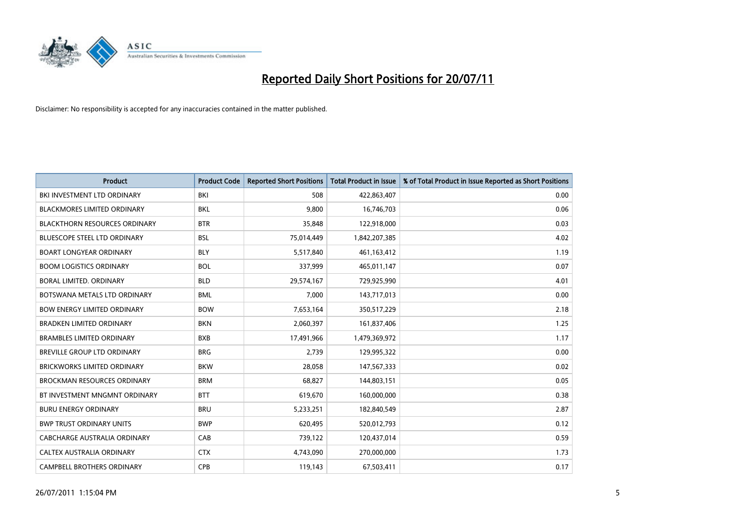# Reported Daily Short Positions for 20/07/11

Disclaimer: No responsibility is accepted for any inaccuracies contained in the matter published.

| Product | Product Code | Reported Short Positions | Total Product in Issue | % of Total Product in Issue Reported as Short Positions |
|---|---|---|---|---|
| BKI INVESTMENT LTD ORDINARY | BKI | 508 | 422,863,407 | 0.00 |
| BLACKMORES LIMITED ORDINARY | BKL | 9,800 | 16,746,703 | 0.06 |
| BLACKTHORN RESOURCES ORDINARY | BTR | 35,848 | 122,918,000 | 0.03 |
| BLUESCOPE STEEL LTD ORDINARY | BSL | 75,014,449 | 1,842,207,385 | 4.02 |
| BOART LONGYEAR ORDINARY | BLY | 5,517,840 | 461,163,412 | 1.19 |
| BOOM LOGISTICS ORDINARY | BOL | 337,999 | 465,011,147 | 0.07 |
| BORAL LIMITED. ORDINARY | BLD | 29,574,167 | 729,925,990 | 4.01 |
| BOTSWANA METALS LTD ORDINARY | BML | 7,000 | 143,717,013 | 0.00 |
| BOW ENERGY LIMITED ORDINARY | BOW | 7,653,164 | 350,517,229 | 2.18 |
| BRADKEN LIMITED ORDINARY | BKN | 2,060,397 | 161,837,406 | 1.25 |
| BRAMBLES LIMITED ORDINARY | BXB | 17,491,966 | 1,479,369,972 | 1.17 |
| BREVILLE GROUP LTD ORDINARY | BRG | 2,739 | 129,995,322 | 0.00 |
| BRICKWORKS LIMITED ORDINARY | BKW | 28,058 | 147,567,333 | 0.02 |
| BROCKMAN RESOURCES ORDINARY | BRM | 68,827 | 144,803,151 | 0.05 |
| BT INVESTMENT MNGMNT ORDINARY | BTT | 619,670 | 160,000,000 | 0.38 |
| BURU ENERGY ORDINARY | BRU | 5,233,251 | 182,840,549 | 2.87 |
| BWP TRUST ORDINARY UNITS | BWP | 620,495 | 520,012,793 | 0.12 |
| CABCHARGE AUSTRALIA ORDINARY | CAB | 739,122 | 120,437,014 | 0.59 |
| CALTEX AUSTRALIA ORDINARY | CTX | 4,743,090 | 270,000,000 | 1.73 |
| CAMPBELL BROTHERS ORDINARY | CPB | 119,143 | 67,503,411 | 0.17 |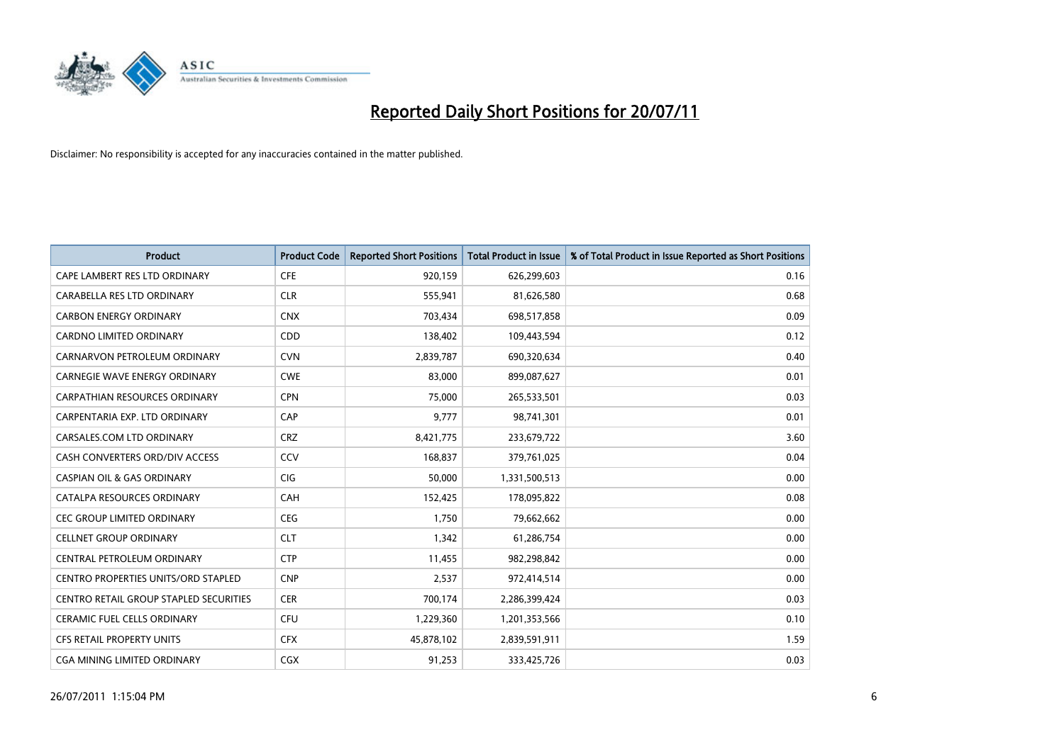# Reported Daily Short Positions for 20/07/11

Disclaimer: No responsibility is accepted for any inaccuracies contained in the matter published.

| Product | Product Code | Reported Short Positions | Total Product in Issue | % of Total Product in Issue Reported as Short Positions |
|---|---|---|---|---|
| CAPE LAMBERT RES LTD ORDINARY | CFE | 920,159 | 626,299,603 | 0.16 |
| CARABELLA RES LTD ORDINARY | CLR | 555,941 | 81,626,580 | 0.68 |
| CARBON ENERGY ORDINARY | CNX | 703,434 | 698,517,858 | 0.09 |
| CARDNO LIMITED ORDINARY | CDD | 138,402 | 109,443,594 | 0.12 |
| CARNARVON PETROLEUM ORDINARY | CVN | 2,839,787 | 690,320,634 | 0.40 |
| CARNEGIE WAVE ENERGY ORDINARY | CWE | 83,000 | 899,087,627 | 0.01 |
| CARPATHIAN RESOURCES ORDINARY | CPN | 75,000 | 265,533,501 | 0.03 |
| CARPENTARIA EXP. LTD ORDINARY | CAP | 9,777 | 98,741,301 | 0.01 |
| CARSALES.COM LTD ORDINARY | CRZ | 8,421,775 | 233,679,722 | 3.60 |
| CASH CONVERTERS ORD/DIV ACCESS | CCV | 168,837 | 379,761,025 | 0.04 |
| CASPIAN OIL & GAS ORDINARY | CIG | 50,000 | 1,331,500,513 | 0.00 |
| CATALPA RESOURCES ORDINARY | CAH | 152,425 | 178,095,822 | 0.08 |
| CEC GROUP LIMITED ORDINARY | CEG | 1,750 | 79,662,662 | 0.00 |
| CELLNET GROUP ORDINARY | CLT | 1,342 | 61,286,754 | 0.00 |
| CENTRAL PETROLEUM ORDINARY | CTP | 11,455 | 982,298,842 | 0.00 |
| CENTRO PROPERTIES UNITS/ORD STAPLED | CNP | 2,537 | 972,414,514 | 0.00 |
| CENTRO RETAIL GROUP STAPLED SECURITIES | CER | 700,174 | 2,286,399,424 | 0.03 |
| CERAMIC FUEL CELLS ORDINARY | CFU | 1,229,360 | 1,201,353,566 | 0.10 |
| CFS RETAIL PROPERTY UNITS | CFX | 45,878,102 | 2,839,591,911 | 1.59 |
| CGA MINING LIMITED ORDINARY | CGX | 91,253 | 333,425,726 | 0.03 |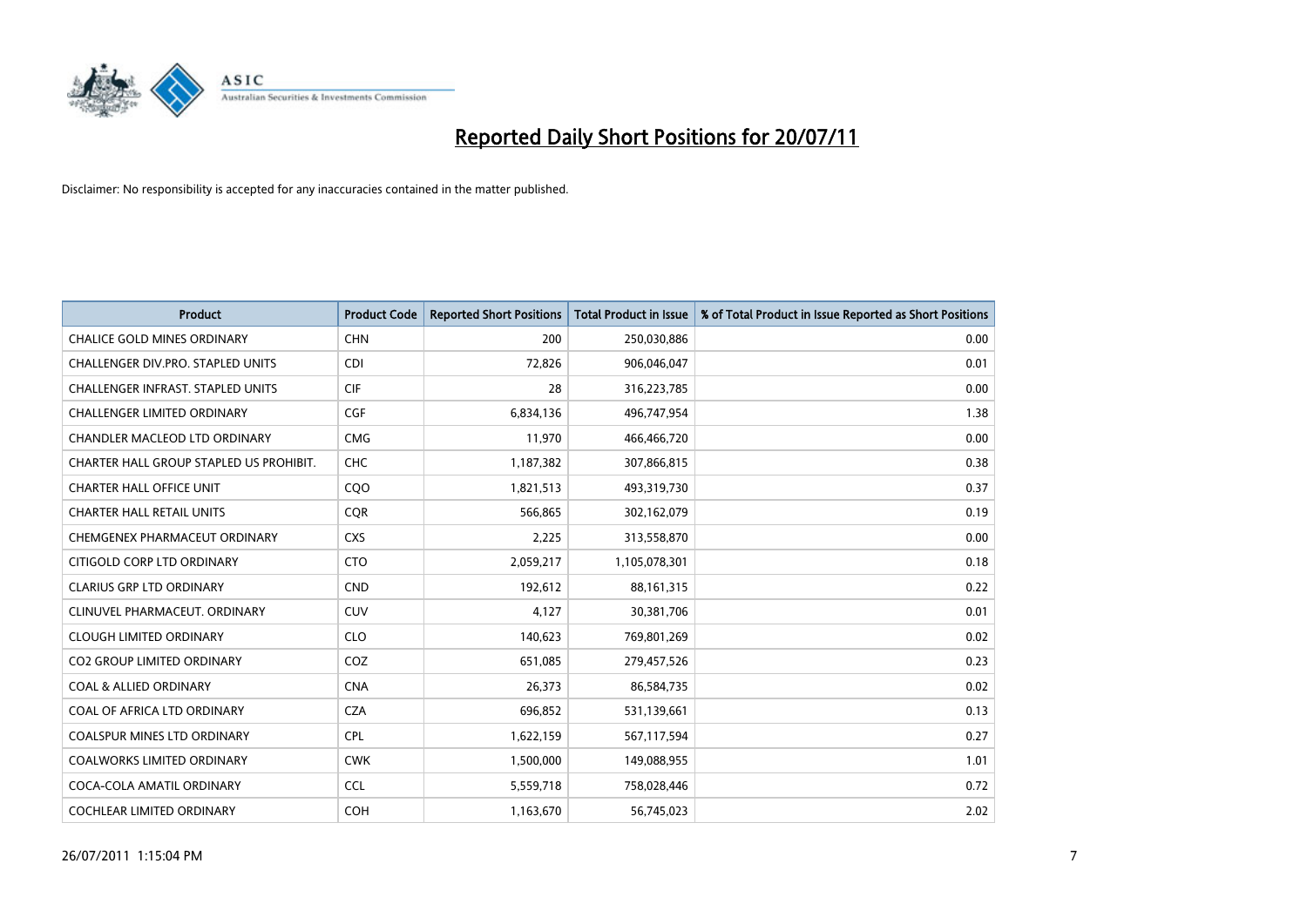# Reported Daily Short Positions for 20/07/11

Disclaimer: No responsibility is accepted for any inaccuracies contained in the matter published.

| Product | Product Code | Reported Short Positions | Total Product in Issue | % of Total Product in Issue Reported as Short Positions |
|---|---|---|---|---|
| CHALICE GOLD MINES ORDINARY | CHN | 200 | 250,030,886 | 0.00 |
| CHALLENGER DIV.PRO. STAPLED UNITS | CDI | 72,826 | 906,046,047 | 0.01 |
| CHALLENGER INFRAST. STAPLED UNITS | CIF | 28 | 316,223,785 | 0.00 |
| CHALLENGER LIMITED ORDINARY | CGF | 6,834,136 | 496,747,954 | 1.38 |
| CHANDLER MACLEOD LTD ORDINARY | CMG | 11,970 | 466,466,720 | 0.00 |
| CHARTER HALL GROUP STAPLED US PROHIBIT. | CHC | 1,187,382 | 307,866,815 | 0.38 |
| CHARTER HALL OFFICE UNIT | CQO | 1,821,513 | 493,319,730 | 0.37 |
| CHARTER HALL RETAIL UNITS | CQR | 566,865 | 302,162,079 | 0.19 |
| CHEMGENEX PHARMACEUT ORDINARY | CXS | 2,225 | 313,558,870 | 0.00 |
| CITIGOLD CORP LTD ORDINARY | CTO | 2,059,217 | 1,105,078,301 | 0.18 |
| CLARIUS GRP LTD ORDINARY | CND | 192,612 | 88,161,315 | 0.22 |
| CLINUVEL PHARMACEUT. ORDINARY | CUV | 4,127 | 30,381,706 | 0.01 |
| CLOUGH LIMITED ORDINARY | CLO | 140,623 | 769,801,269 | 0.02 |
| CO2 GROUP LIMITED ORDINARY | COZ | 651,085 | 279,457,526 | 0.23 |
| COAL & ALLIED ORDINARY | CNA | 26,373 | 86,584,735 | 0.02 |
| COAL OF AFRICA LTD ORDINARY | CZA | 696,852 | 531,139,661 | 0.13 |
| COALSPUR MINES LTD ORDINARY | CPL | 1,622,159 | 567,117,594 | 0.27 |
| COALWORKS LIMITED ORDINARY | CWK | 1,500,000 | 149,088,955 | 1.01 |
| COCA-COLA AMATIL ORDINARY | CCL | 5,559,718 | 758,028,446 | 0.72 |
| COCHLEAR LIMITED ORDINARY | COH | 1,163,670 | 56,745,023 | 2.02 |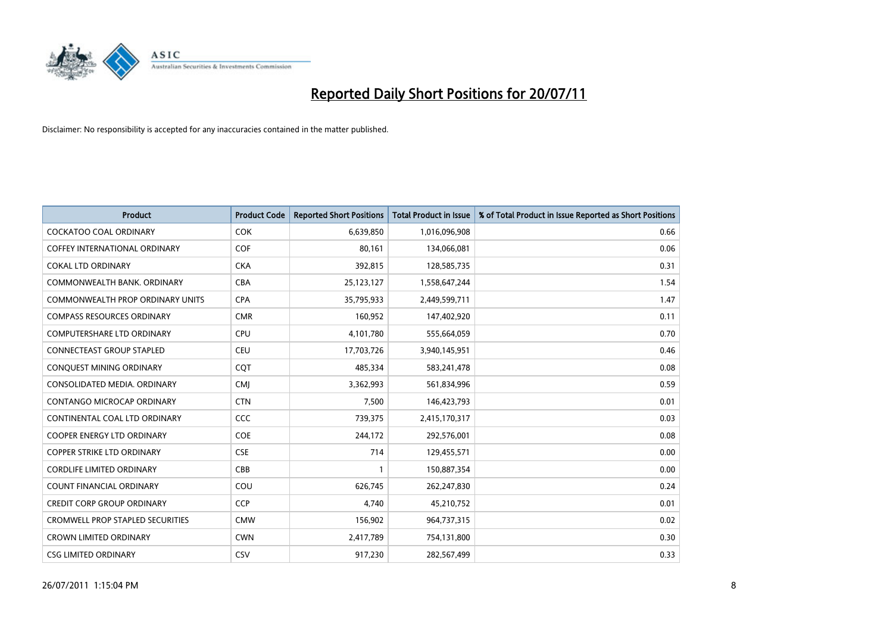# Reported Daily Short Positions for 20/07/11

Disclaimer: No responsibility is accepted for any inaccuracies contained in the matter published.

| Product | Product Code | Reported Short Positions | Total Product in Issue | % of Total Product in Issue Reported as Short Positions |
|---|---|---|---|---|
| COCKATOO COAL ORDINARY | COK | 6,639,850 | 1,016,096,908 | 0.66 |
| COFFEY INTERNATIONAL ORDINARY | COF | 80,161 | 134,066,081 | 0.06 |
| COKAL LTD ORDINARY | CKA | 392,815 | 128,585,735 | 0.31 |
| COMMONWEALTH BANK. ORDINARY | CBA | 25,123,127 | 1,558,647,244 | 1.54 |
| COMMONWEALTH PROP ORDINARY UNITS | CPA | 35,795,933 | 2,449,599,711 | 1.47 |
| COMPASS RESOURCES ORDINARY | CMR | 160,952 | 147,402,920 | 0.11 |
| COMPUTERSHARE LTD ORDINARY | CPU | 4,101,780 | 555,664,059 | 0.70 |
| CONNECTEAST GROUP STAPLED | CEU | 17,703,726 | 3,940,145,951 | 0.46 |
| CONQUEST MINING ORDINARY | CQT | 485,334 | 583,241,478 | 0.08 |
| CONSOLIDATED MEDIA. ORDINARY | CMJ | 3,362,993 | 561,834,996 | 0.59 |
| CONTANGO MICROCAP ORDINARY | CTN | 7,500 | 146,423,793 | 0.01 |
| CONTINENTAL COAL LTD ORDINARY | CCC | 739,375 | 2,415,170,317 | 0.03 |
| COOPER ENERGY LTD ORDINARY | COE | 244,172 | 292,576,001 | 0.08 |
| COPPER STRIKE LTD ORDINARY | CSE | 714 | 129,455,571 | 0.00 |
| CORDLIFE LIMITED ORDINARY | CBB | 1 | 150,887,354 | 0.00 |
| COUNT FINANCIAL ORDINARY | COU | 626,745 | 262,247,830 | 0.24 |
| CREDIT CORP GROUP ORDINARY | CCP | 4,740 | 45,210,752 | 0.01 |
| CROMWELL PROP STAPLED SECURITIES | CMW | 156,902 | 964,737,315 | 0.02 |
| CROWN LIMITED ORDINARY | CWN | 2,417,789 | 754,131,800 | 0.30 |
| CSG LIMITED ORDINARY | CSV | 917,230 | 282,567,499 | 0.33 |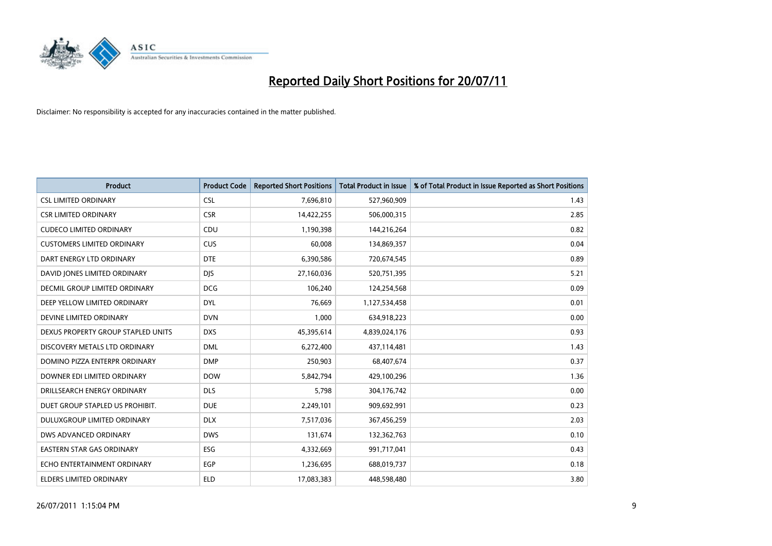# Reported Daily Short Positions for 20/07/11

Disclaimer: No responsibility is accepted for any inaccuracies contained in the matter published.

| Product | Product Code | Reported Short Positions | Total Product in Issue | % of Total Product in Issue Reported as Short Positions |
|---|---|---|---|---|
| CSL LIMITED ORDINARY | CSL | 7,696,810 | 527,960,909 | 1.43 |
| CSR LIMITED ORDINARY | CSR | 14,422,255 | 506,000,315 | 2.85 |
| CUDECO LIMITED ORDINARY | CDU | 1,190,398 | 144,216,264 | 0.82 |
| CUSTOMERS LIMITED ORDINARY | CUS | 60,008 | 134,869,357 | 0.04 |
| DART ENERGY LTD ORDINARY | DTE | 6,390,586 | 720,674,545 | 0.89 |
| DAVID JONES LIMITED ORDINARY | DJS | 27,160,036 | 520,751,395 | 5.21 |
| DECMIL GROUP LIMITED ORDINARY | DCG | 106,240 | 124,254,568 | 0.09 |
| DEEP YELLOW LIMITED ORDINARY | DYL | 76,669 | 1,127,534,458 | 0.01 |
| DEVINE LIMITED ORDINARY | DVN | 1,000 | 634,918,223 | 0.00 |
| DEXUS PROPERTY GROUP STAPLED UNITS | DXS | 45,395,614 | 4,839,024,176 | 0.93 |
| DISCOVERY METALS LTD ORDINARY | DML | 6,272,400 | 437,114,481 | 1.43 |
| DOMINO PIZZA ENTERPR ORDINARY | DMP | 250,903 | 68,407,674 | 0.37 |
| DOWNER EDI LIMITED ORDINARY | DOW | 5,842,794 | 429,100,296 | 1.36 |
| DRILLSEARCH ENERGY ORDINARY | DLS | 5,798 | 304,176,742 | 0.00 |
| DUET GROUP STAPLED US PROHIBIT. | DUE | 2,249,101 | 909,692,991 | 0.23 |
| DULUXGROUP LIMITED ORDINARY | DLX | 7,517,036 | 367,456,259 | 2.03 |
| DWS ADVANCED ORDINARY | DWS | 131,674 | 132,362,763 | 0.10 |
| EASTERN STAR GAS ORDINARY | ESG | 4,332,669 | 991,717,041 | 0.43 |
| ECHO ENTERTAINMENT ORDINARY | EGP | 1,236,695 | 688,019,737 | 0.18 |
| ELDERS LIMITED ORDINARY | ELD | 17,083,383 | 448,598,480 | 3.80 |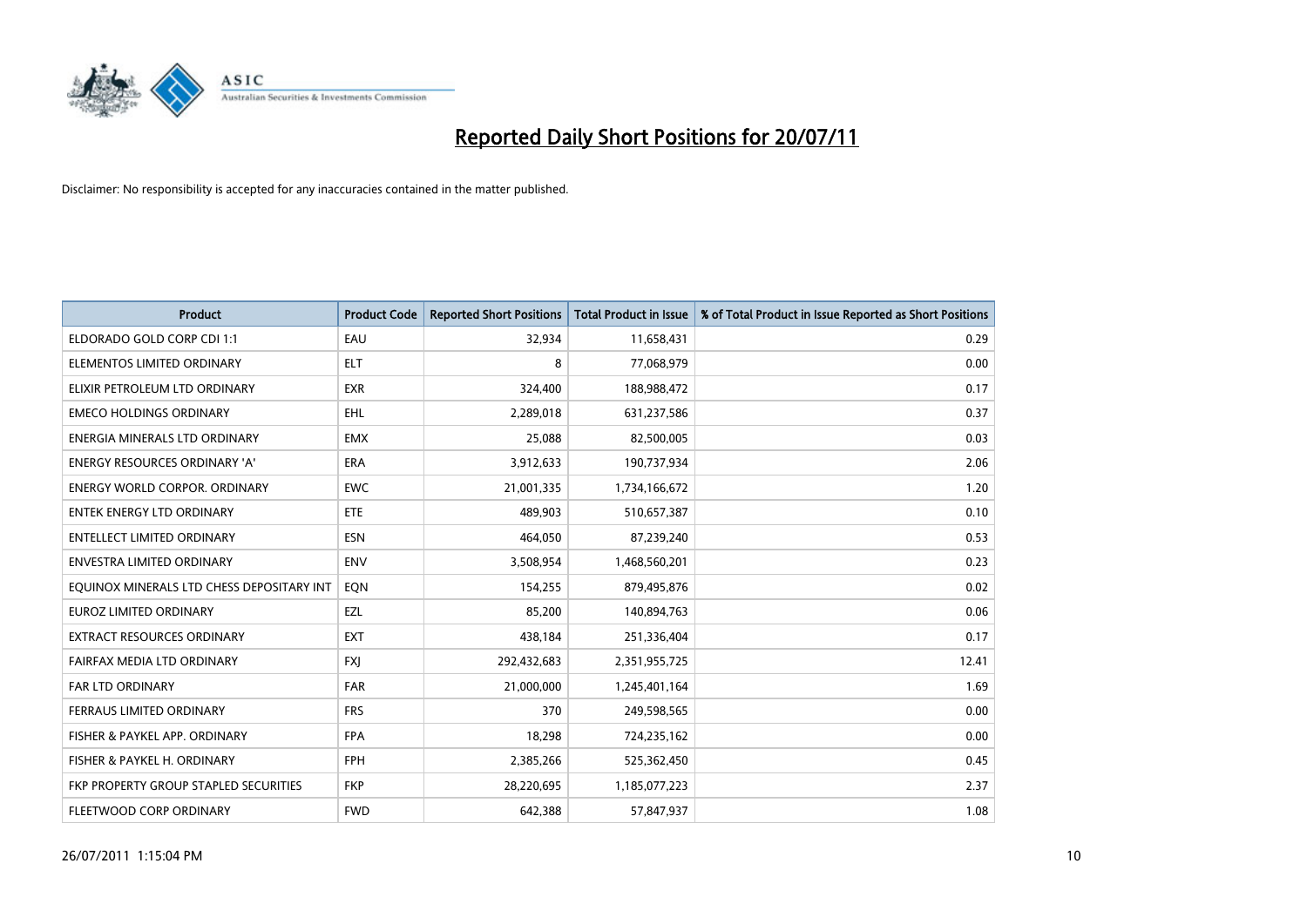# Reported Daily Short Positions for 20/07/11

Disclaimer: No responsibility is accepted for any inaccuracies contained in the matter published.

| Product | Product Code | Reported Short Positions | Total Product in Issue | % of Total Product in Issue Reported as Short Positions |
|---|---|---|---|---|
| ELDORADO GOLD CORP CDI 1:1 | EAU | 32,934 | 11,658,431 | 0.29 |
| ELEMENTOS LIMITED ORDINARY | ELT | 8 | 77,068,979 | 0.00 |
| ELIXIR PETROLEUM LTD ORDINARY | EXR | 324,400 | 188,988,472 | 0.17 |
| EMECO HOLDINGS ORDINARY | EHL | 2,289,018 | 631,237,586 | 0.37 |
| ENERGIA MINERALS LTD ORDINARY | EMX | 25,088 | 82,500,005 | 0.03 |
| ENERGY RESOURCES ORDINARY 'A' | ERA | 3,912,633 | 190,737,934 | 2.06 |
| ENERGY WORLD CORPOR. ORDINARY | EWC | 21,001,335 | 1,734,166,672 | 1.20 |
| ENTEK ENERGY LTD ORDINARY | ETE | 489,903 | 510,657,387 | 0.10 |
| ENTELLECT LIMITED ORDINARY | ESN | 464,050 | 87,239,240 | 0.53 |
| ENVESTRA LIMITED ORDINARY | ENV | 3,508,954 | 1,468,560,201 | 0.23 |
| EQUINOX MINERALS LTD CHESS DEPOSITARY INT | EQN | 154,255 | 879,495,876 | 0.02 |
| EUROZ LIMITED ORDINARY | EZL | 85,200 | 140,894,763 | 0.06 |
| EXTRACT RESOURCES ORDINARY | EXT | 438,184 | 251,336,404 | 0.17 |
| FAIRFAX MEDIA LTD ORDINARY | FXJ | 292,432,683 | 2,351,955,725 | 12.41 |
| FAR LTD ORDINARY | FAR | 21,000,000 | 1,245,401,164 | 1.69 |
| FERRAUS LIMITED ORDINARY | FRS | 370 | 249,598,565 | 0.00 |
| FISHER & PAYKEL APP. ORDINARY | FPA | 18,298 | 724,235,162 | 0.00 |
| FISHER & PAYKEL H. ORDINARY | FPH | 2,385,266 | 525,362,450 | 0.45 |
| FKP PROPERTY GROUP STAPLED SECURITIES | FKP | 28,220,695 | 1,185,077,223 | 2.37 |
| FLEETWOOD CORP ORDINARY | FWD | 642,388 | 57,847,937 | 1.08 |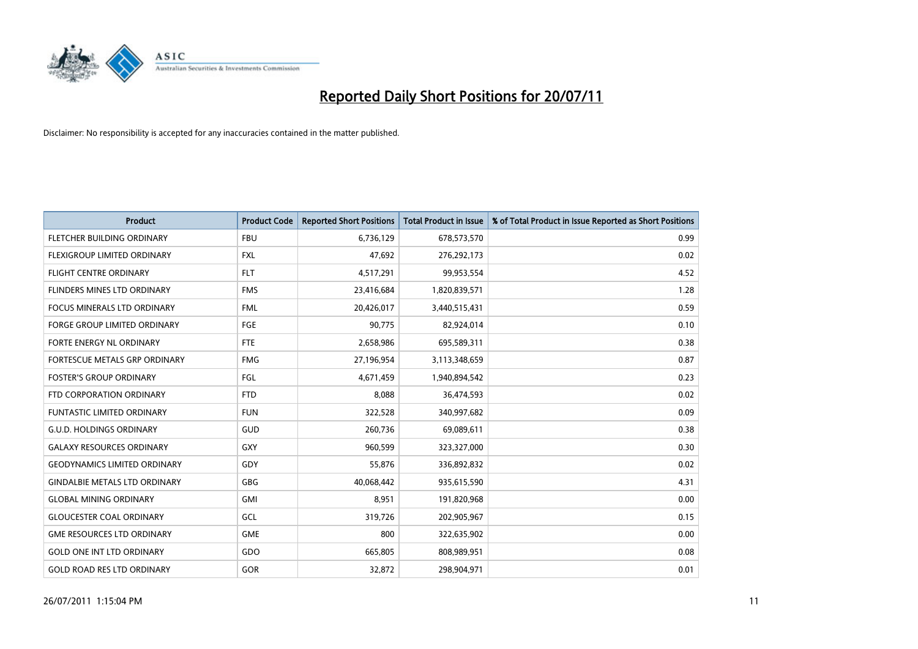# Reported Daily Short Positions for 20/07/11

Disclaimer: No responsibility is accepted for any inaccuracies contained in the matter published.

| Product | Product Code | Reported Short Positions | Total Product in Issue | % of Total Product in Issue Reported as Short Positions |
|---|---|---|---|---|
| FLETCHER BUILDING ORDINARY | FBU | 6,736,129 | 678,573,570 | 0.99 |
| FLEXIGROUP LIMITED ORDINARY | FXL | 47,692 | 276,292,173 | 0.02 |
| FLIGHT CENTRE ORDINARY | FLT | 4,517,291 | 99,953,554 | 4.52 |
| FLINDERS MINES LTD ORDINARY | FMS | 23,416,684 | 1,820,839,571 | 1.28 |
| FOCUS MINERALS LTD ORDINARY | FML | 20,426,017 | 3,440,515,431 | 0.59 |
| FORGE GROUP LIMITED ORDINARY | FGE | 90,775 | 82,924,014 | 0.10 |
| FORTE ENERGY NL ORDINARY | FTE | 2,658,986 | 695,589,311 | 0.38 |
| FORTESCUE METALS GRP ORDINARY | FMG | 27,196,954 | 3,113,348,659 | 0.87 |
| FOSTER'S GROUP ORDINARY | FGL | 4,671,459 | 1,940,894,542 | 0.23 |
| FTD CORPORATION ORDINARY | FTD | 8,088 | 36,474,593 | 0.02 |
| FUNTASTIC LIMITED ORDINARY | FUN | 322,528 | 340,997,682 | 0.09 |
| G.U.D. HOLDINGS ORDINARY | GUD | 260,736 | 69,089,611 | 0.38 |
| GALAXY RESOURCES ORDINARY | GXY | 960,599 | 323,327,000 | 0.30 |
| GEODYNAMICS LIMITED ORDINARY | GDY | 55,876 | 336,892,832 | 0.02 |
| GINDALBIE METALS LTD ORDINARY | GBG | 40,068,442 | 935,615,590 | 4.31 |
| GLOBAL MINING ORDINARY | GMI | 8,951 | 191,820,968 | 0.00 |
| GLOUCESTER COAL ORDINARY | GCL | 319,726 | 202,905,967 | 0.15 |
| GME RESOURCES LTD ORDINARY | GME | 800 | 322,635,902 | 0.00 |
| GOLD ONE INT LTD ORDINARY | GDO | 665,805 | 808,989,951 | 0.08 |
| GOLD ROAD RES LTD ORDINARY | GOR | 32,872 | 298,904,971 | 0.01 |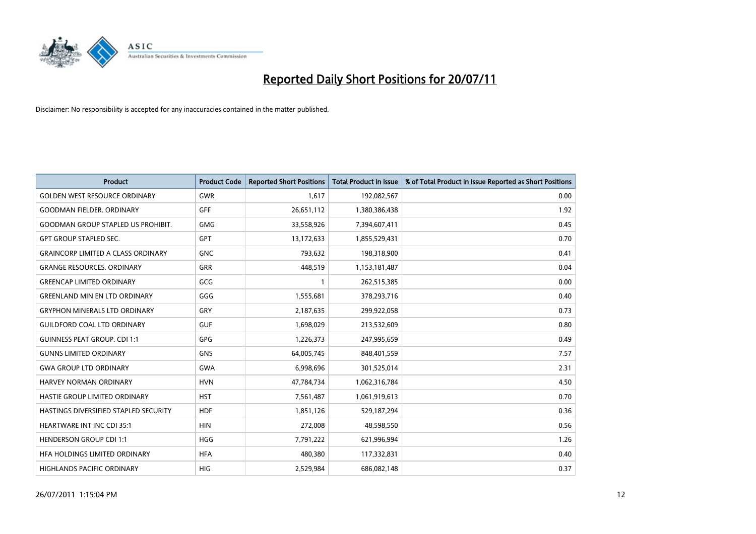# Reported Daily Short Positions for 20/07/11

Disclaimer: No responsibility is accepted for any inaccuracies contained in the matter published.

| Product | Product Code | Reported Short Positions | Total Product in Issue | % of Total Product in Issue Reported as Short Positions |
| --- | --- | --- | --- | --- |
| GOLDEN WEST RESOURCE ORDINARY | GWR | 1,617 | 192,082,567 | 0.00 |
| GOODMAN FIELDER. ORDINARY | GFF | 26,651,112 | 1,380,386,438 | 1.92 |
| GOODMAN GROUP STAPLED US PROHIBIT. | GMG | 33,558,926 | 7,394,607,411 | 0.45 |
| GPT GROUP STAPLED SEC. | GPT | 13,172,633 | 1,855,529,431 | 0.70 |
| GRAINCORP LIMITED A CLASS ORDINARY | GNC | 793,632 | 198,318,900 | 0.41 |
| GRANGE RESOURCES. ORDINARY | GRR | 448,519 | 1,153,181,487 | 0.04 |
| GREENCAP LIMITED ORDINARY | GCG | 1 | 262,515,385 | 0.00 |
| GREENLAND MIN EN LTD ORDINARY | GGG | 1,555,681 | 378,293,716 | 0.40 |
| GRYPHON MINERALS LTD ORDINARY | GRY | 2,187,635 | 299,922,058 | 0.73 |
| GUILDFORD COAL LTD ORDINARY | GUF | 1,698,029 | 213,532,609 | 0.80 |
| GUINNESS PEAT GROUP. CDI 1:1 | GPG | 1,226,373 | 247,995,659 | 0.49 |
| GUNNS LIMITED ORDINARY | GNS | 64,005,745 | 848,401,559 | 7.57 |
| GWA GROUP LTD ORDINARY | GWA | 6,998,696 | 301,525,014 | 2.31 |
| HARVEY NORMAN ORDINARY | HVN | 47,784,734 | 1,062,316,784 | 4.50 |
| HASTIE GROUP LIMITED ORDINARY | HST | 7,561,487 | 1,061,919,613 | 0.70 |
| HASTINGS DIVERSIFIED STAPLED SECURITY | HDF | 1,851,126 | 529,187,294 | 0.36 |
| HEARTWARE INT INC CDI 35:1 | HIN | 272,008 | 48,598,550 | 0.56 |
| HENDERSON GROUP CDI 1:1 | HGG | 7,791,222 | 621,996,994 | 1.26 |
| HFA HOLDINGS LIMITED ORDINARY | HFA | 480,380 | 117,332,831 | 0.40 |
| HIGHLANDS PACIFIC ORDINARY | HIG | 2,529,984 | 686,082,148 | 0.37 |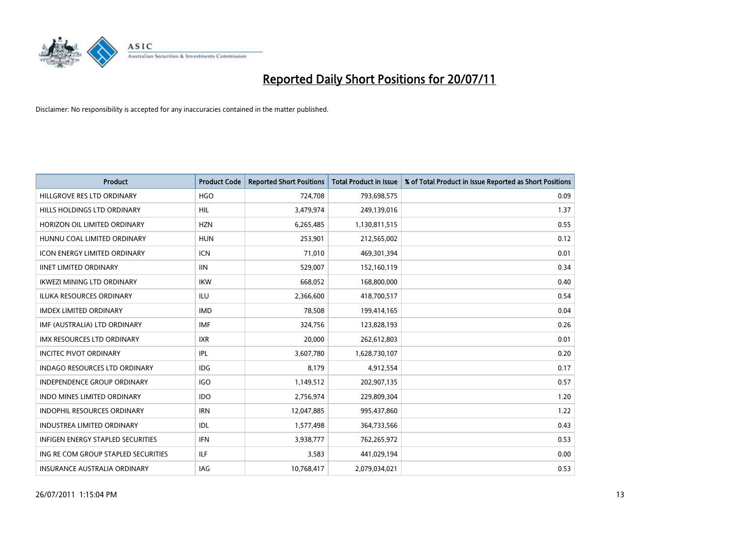# Reported Daily Short Positions for 20/07/11

Disclaimer: No responsibility is accepted for any inaccuracies contained in the matter published.

| Product | Product Code | Reported Short Positions | Total Product in Issue | % of Total Product in Issue Reported as Short Positions |
|---|---|---|---|---|
| HILLGROVE RES LTD ORDINARY | HGO | 724,708 | 793,698,575 | 0.09 |
| HILLS HOLDINGS LTD ORDINARY | HIL | 3,479,974 | 249,139,016 | 1.37 |
| HORIZON OIL LIMITED ORDINARY | HZN | 6,265,485 | 1,130,811,515 | 0.55 |
| HUNNU COAL LIMITED ORDINARY | HUN | 253,901 | 212,565,002 | 0.12 |
| ICON ENERGY LIMITED ORDINARY | ICN | 71,010 | 469,301,394 | 0.01 |
| IINET LIMITED ORDINARY | IIN | 529,007 | 152,160,119 | 0.34 |
| IKWEZI MINING LTD ORDINARY | IKW | 668,052 | 168,800,000 | 0.40 |
| ILUKA RESOURCES ORDINARY | ILU | 2,366,600 | 418,700,517 | 0.54 |
| IMDEX LIMITED ORDINARY | IMD | 78,508 | 199,414,165 | 0.04 |
| IMF (AUSTRALIA) LTD ORDINARY | IMF | 324,756 | 123,828,193 | 0.26 |
| IMX RESOURCES LTD ORDINARY | IXR | 20,000 | 262,612,803 | 0.01 |
| INCITEC PIVOT ORDINARY | IPL | 3,607,780 | 1,628,730,107 | 0.20 |
| INDAGO RESOURCES LTD ORDINARY | IDG | 8,179 | 4,912,554 | 0.17 |
| INDEPENDENCE GROUP ORDINARY | IGO | 1,149,512 | 202,907,135 | 0.57 |
| INDO MINES LIMITED ORDINARY | IDO | 2,756,974 | 229,809,304 | 1.20 |
| INDOPHIL RESOURCES ORDINARY | IRN | 12,047,885 | 995,437,860 | 1.22 |
| INDUSTREA LIMITED ORDINARY | IDL | 1,577,498 | 364,733,566 | 0.43 |
| INFIGEN ENERGY STAPLED SECURITIES | IFN | 3,938,777 | 762,265,972 | 0.53 |
| ING RE COM GROUP STAPLED SECURITIES | ILF | 3,583 | 441,029,194 | 0.00 |
| INSURANCE AUSTRALIA ORDINARY | IAG | 10,768,417 | 2,079,034,021 | 0.53 |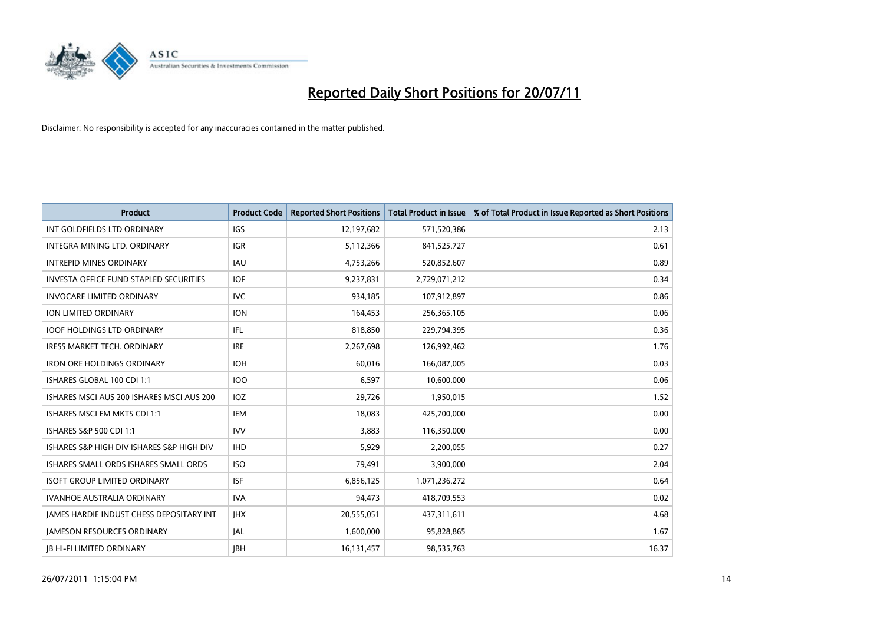# Reported Daily Short Positions for 20/07/11

Disclaimer: No responsibility is accepted for any inaccuracies contained in the matter published.

| Product | Product Code | Reported Short Positions | Total Product in Issue | % of Total Product in Issue Reported as Short Positions |
|---|---|---|---|---|
| INT GOLDFIELDS LTD ORDINARY | IGS | 12,197,682 | 571,520,386 | 2.13 |
| INTEGRA MINING LTD. ORDINARY | IGR | 5,112,366 | 841,525,727 | 0.61 |
| INTREPID MINES ORDINARY | IAU | 4,753,266 | 520,852,607 | 0.89 |
| INVESTA OFFICE FUND STAPLED SECURITIES | IOF | 9,237,831 | 2,729,071,212 | 0.34 |
| INVOCARE LIMITED ORDINARY | IVC | 934,185 | 107,912,897 | 0.86 |
| ION LIMITED ORDINARY | ION | 164,453 | 256,365,105 | 0.06 |
| IOOF HOLDINGS LTD ORDINARY | IFL | 818,850 | 229,794,395 | 0.36 |
| IRESS MARKET TECH. ORDINARY | IRE | 2,267,698 | 126,992,462 | 1.76 |
| IRON ORE HOLDINGS ORDINARY | IOH | 60,016 | 166,087,005 | 0.03 |
| ISHARES GLOBAL 100 CDI 1:1 | IOO | 6,597 | 10,600,000 | 0.06 |
| ISHARES MSCI AUS 200 ISHARES MSCI AUS 200 | IOZ | 29,726 | 1,950,015 | 1.52 |
| ISHARES MSCI EM MKTS CDI 1:1 | IEM | 18,083 | 425,700,000 | 0.00 |
| ISHARES S&P 500 CDI 1:1 | IVV | 3,883 | 116,350,000 | 0.00 |
| ISHARES S&P HIGH DIV ISHARES S&P HIGH DIV | IHD | 5,929 | 2,200,055 | 0.27 |
| ISHARES SMALL ORDS ISHARES SMALL ORDS | ISO | 79,491 | 3,900,000 | 2.04 |
| ISOFT GROUP LIMITED ORDINARY | ISF | 6,856,125 | 1,071,236,272 | 0.64 |
| IVANHOE AUSTRALIA ORDINARY | IVA | 94,473 | 418,709,553 | 0.02 |
| JAMES HARDIE INDUST CHESS DEPOSITARY INT | JHX | 20,555,051 | 437,311,611 | 4.68 |
| JAMESON RESOURCES ORDINARY | JAL | 1,600,000 | 95,828,865 | 1.67 |
| JB HI-FI LIMITED ORDINARY | JBH | 16,131,457 | 98,535,763 | 16.37 |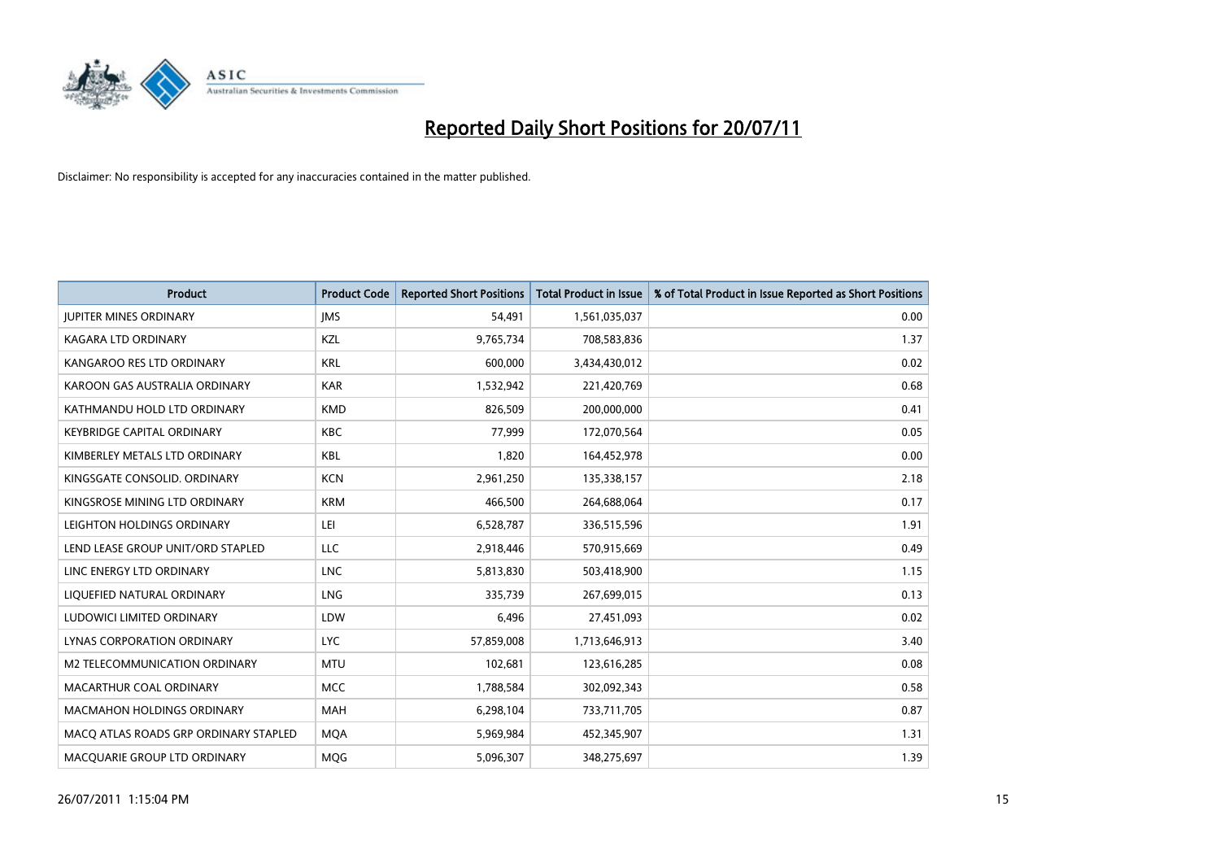# Reported Daily Short Positions for 20/07/11

Disclaimer: No responsibility is accepted for any inaccuracies contained in the matter published.

| Product | Product Code | Reported Short Positions | Total Product in Issue | % of Total Product in Issue Reported as Short Positions |
|---|---|---|---|---|
| JUPITER MINES ORDINARY | JMS | 54,491 | 1,561,035,037 | 0.00 |
| KAGARA LTD ORDINARY | KZL | 9,765,734 | 708,583,836 | 1.37 |
| KANGAROO RES LTD ORDINARY | KRL | 600,000 | 3,434,430,012 | 0.02 |
| KAROON GAS AUSTRALIA ORDINARY | KAR | 1,532,942 | 221,420,769 | 0.68 |
| KATHMANDU HOLD LTD ORDINARY | KMD | 826,509 | 200,000,000 | 0.41 |
| KEYBRIDGE CAPITAL ORDINARY | KBC | 77,999 | 172,070,564 | 0.05 |
| KIMBERLEY METALS LTD ORDINARY | KBL | 1,820 | 164,452,978 | 0.00 |
| KINGSGATE CONSOLID. ORDINARY | KCN | 2,961,250 | 135,338,157 | 2.18 |
| KINGSROSE MINING LTD ORDINARY | KRM | 466,500 | 264,688,064 | 0.17 |
| LEIGHTON HOLDINGS ORDINARY | LEI | 6,528,787 | 336,515,596 | 1.91 |
| LEND LEASE GROUP UNIT/ORD STAPLED | LLC | 2,918,446 | 570,915,669 | 0.49 |
| LINC ENERGY LTD ORDINARY | LNC | 5,813,830 | 503,418,900 | 1.15 |
| LIQUEFIED NATURAL ORDINARY | LNG | 335,739 | 267,699,015 | 0.13 |
| LUDOWICI LIMITED ORDINARY | LDW | 6,496 | 27,451,093 | 0.02 |
| LYNAS CORPORATION ORDINARY | LYC | 57,859,008 | 1,713,646,913 | 3.40 |
| M2 TELECOMMUNICATION ORDINARY | MTU | 102,681 | 123,616,285 | 0.08 |
| MACARTHUR COAL ORDINARY | MCC | 1,788,584 | 302,092,343 | 0.58 |
| MACMAHON HOLDINGS ORDINARY | MAH | 6,298,104 | 733,711,705 | 0.87 |
| MACQ ATLAS ROADS GRP ORDINARY STAPLED | MQA | 5,969,984 | 452,345,907 | 1.31 |
| MACQUARIE GROUP LTD ORDINARY | MQG | 5,096,307 | 348,275,697 | 1.39 |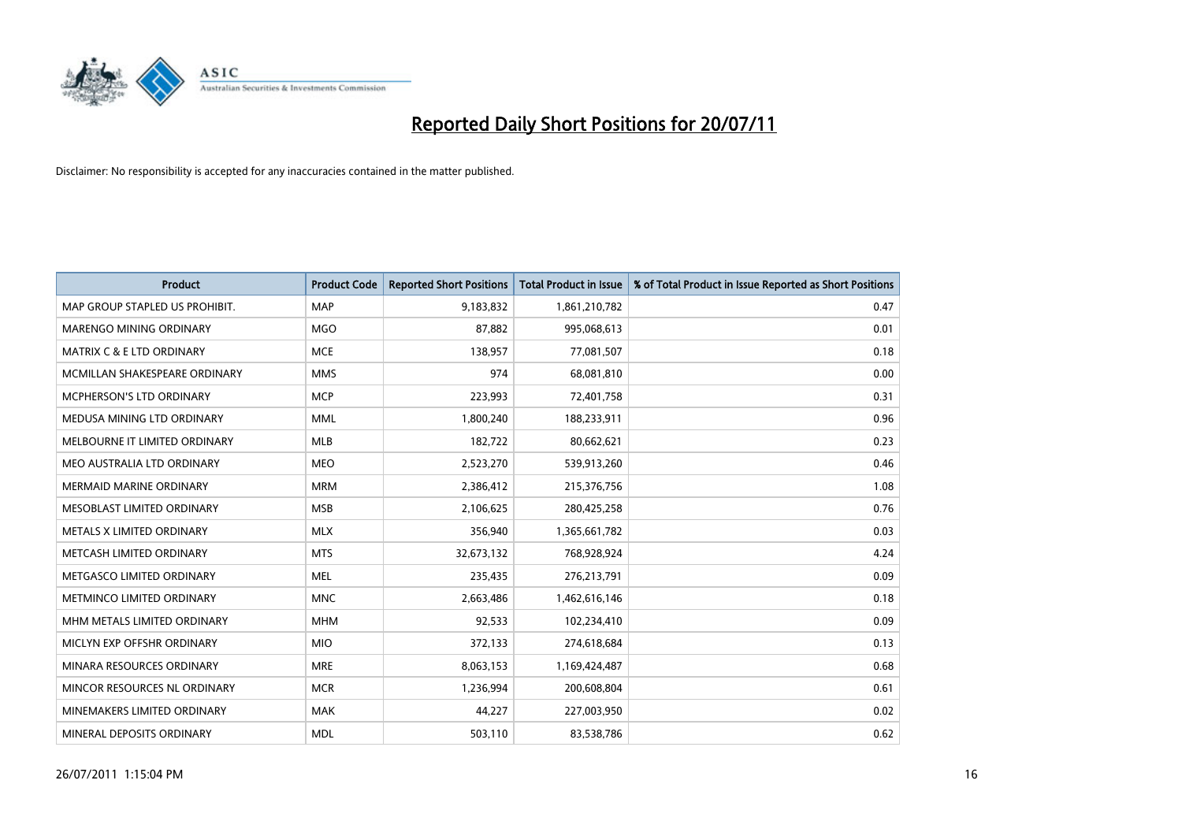# Reported Daily Short Positions for 20/07/11

Disclaimer: No responsibility is accepted for any inaccuracies contained in the matter published.

| Product | Product Code | Reported Short Positions | Total Product in Issue | % of Total Product in Issue Reported as Short Positions |
|---|---|---|---|---|
| MAP GROUP STAPLED US PROHIBIT. | MAP | 9,183,832 | 1,861,210,782 | 0.47 |
| MARENGO MINING ORDINARY | MGO | 87,882 | 995,068,613 | 0.01 |
| MATRIX C & E LTD ORDINARY | MCE | 138,957 | 77,081,507 | 0.18 |
| MCMILLAN SHAKESPEARE ORDINARY | MMS | 974 | 68,081,810 | 0.00 |
| MCPHERSON'S LTD ORDINARY | MCP | 223,993 | 72,401,758 | 0.31 |
| MEDUSA MINING LTD ORDINARY | MML | 1,800,240 | 188,233,911 | 0.96 |
| MELBOURNE IT LIMITED ORDINARY | MLB | 182,722 | 80,662,621 | 0.23 |
| MEO AUSTRALIA LTD ORDINARY | MEO | 2,523,270 | 539,913,260 | 0.46 |
| MERMAID MARINE ORDINARY | MRM | 2,386,412 | 215,376,756 | 1.08 |
| MESOBLAST LIMITED ORDINARY | MSB | 2,106,625 | 280,425,258 | 0.76 |
| METALS X LIMITED ORDINARY | MLX | 356,940 | 1,365,661,782 | 0.03 |
| METCASH LIMITED ORDINARY | MTS | 32,673,132 | 768,928,924 | 4.24 |
| METGASCO LIMITED ORDINARY | MEL | 235,435 | 276,213,791 | 0.09 |
| METMINCO LIMITED ORDINARY | MNC | 2,663,486 | 1,462,616,146 | 0.18 |
| MHM METALS LIMITED ORDINARY | MHM | 92,533 | 102,234,410 | 0.09 |
| MICLYN EXP OFFSHR ORDINARY | MIO | 372,133 | 274,618,684 | 0.13 |
| MINARA RESOURCES ORDINARY | MRE | 8,063,153 | 1,169,424,487 | 0.68 |
| MINCOR RESOURCES NL ORDINARY | MCR | 1,236,994 | 200,608,804 | 0.61 |
| MINEMAKERS LIMITED ORDINARY | MAK | 44,227 | 227,003,950 | 0.02 |
| MINERAL DEPOSITS ORDINARY | MDL | 503,110 | 83,538,786 | 0.62 |

26/07/2011 1:15:04 PM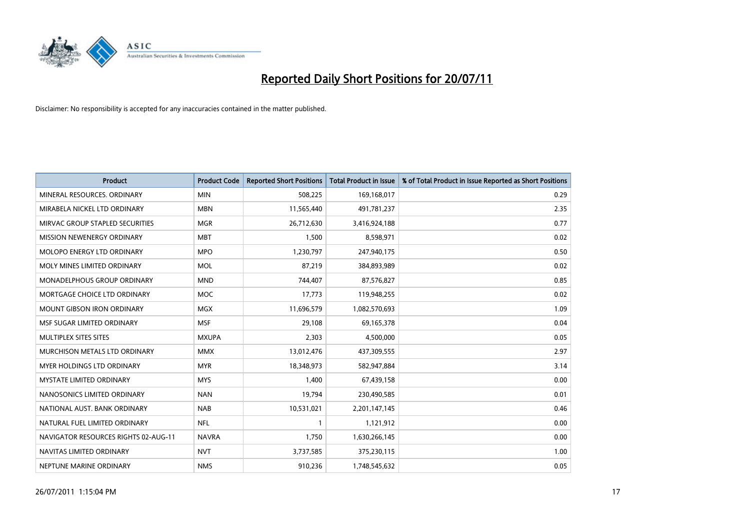# Reported Daily Short Positions for 20/07/11

Disclaimer: No responsibility is accepted for any inaccuracies contained in the matter published.

| Product | Product Code | Reported Short Positions | Total Product in Issue | % of Total Product in Issue Reported as Short Positions |
|---|---|---|---|---|
| MINERAL RESOURCES. ORDINARY | MIN | 508,225 | 169,168,017 | 0.29 |
| MIRABELA NICKEL LTD ORDINARY | MBN | 11,565,440 | 491,781,237 | 2.35 |
| MIRVAC GROUP STAPLED SECURITIES | MGR | 26,712,630 | 3,416,924,188 | 0.77 |
| MISSION NEWENERGY ORDINARY | MBT | 1,500 | 8,598,971 | 0.02 |
| MOLOPO ENERGY LTD ORDINARY | MPO | 1,230,797 | 247,940,175 | 0.50 |
| MOLY MINES LIMITED ORDINARY | MOL | 87,219 | 384,893,989 | 0.02 |
| MONADELPHOUS GROUP ORDINARY | MND | 744,407 | 87,576,827 | 0.85 |
| MORTGAGE CHOICE LTD ORDINARY | MOC | 17,773 | 119,948,255 | 0.02 |
| MOUNT GIBSON IRON ORDINARY | MGX | 11,696,579 | 1,082,570,693 | 1.09 |
| MSF SUGAR LIMITED ORDINARY | MSF | 29,108 | 69,165,378 | 0.04 |
| MULTIPLEX SITES SITES | MXUPA | 2,303 | 4,500,000 | 0.05 |
| MURCHISON METALS LTD ORDINARY | MMX | 13,012,476 | 437,309,555 | 2.97 |
| MYER HOLDINGS LTD ORDINARY | MYR | 18,348,973 | 582,947,884 | 3.14 |
| MYSTATE LIMITED ORDINARY | MYS | 1,400 | 67,439,158 | 0.00 |
| NANOSONICS LIMITED ORDINARY | NAN | 19,794 | 230,490,585 | 0.01 |
| NATIONAL AUST. BANK ORDINARY | NAB | 10,531,021 | 2,201,147,145 | 0.46 |
| NATURAL FUEL LIMITED ORDINARY | NFL | 1 | 1,121,912 | 0.00 |
| NAVIGATOR RESOURCES RIGHTS 02-AUG-11 | NAVRA | 1,750 | 1,630,266,145 | 0.00 |
| NAVITAS LIMITED ORDINARY | NVT | 3,737,585 | 375,230,115 | 1.00 |
| NEPTUNE MARINE ORDINARY | NMS | 910,236 | 1,748,545,632 | 0.05 |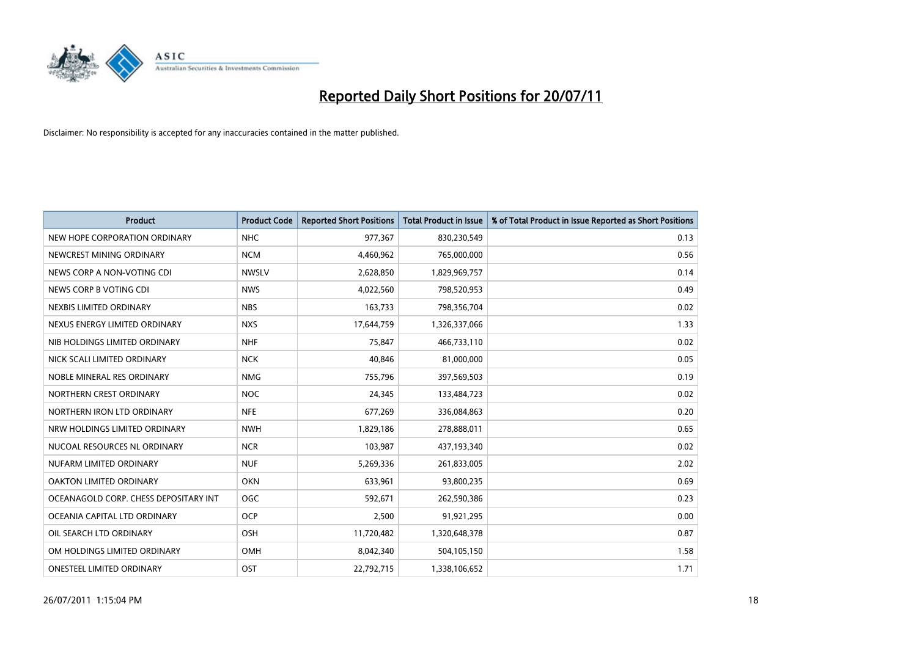# Reported Daily Short Positions for 20/07/11

Disclaimer: No responsibility is accepted for any inaccuracies contained in the matter published.

| Product | Product Code | Reported Short Positions | Total Product in Issue | % of Total Product in Issue Reported as Short Positions |
|---|---|---|---|---|
| NEW HOPE CORPORATION ORDINARY | NHC | 977,367 | 830,230,549 | 0.13 |
| NEWCREST MINING ORDINARY | NCM | 4,460,962 | 765,000,000 | 0.56 |
| NEWS CORP A NON-VOTING CDI | NWSLV | 2,628,850 | 1,829,969,757 | 0.14 |
| NEWS CORP B VOTING CDI | NWS | 4,022,560 | 798,520,953 | 0.49 |
| NEXBIS LIMITED ORDINARY | NBS | 163,733 | 798,356,704 | 0.02 |
| NEXUS ENERGY LIMITED ORDINARY | NXS | 17,644,759 | 1,326,337,066 | 1.33 |
| NIB HOLDINGS LIMITED ORDINARY | NHF | 75,847 | 466,733,110 | 0.02 |
| NICK SCALI LIMITED ORDINARY | NCK | 40,846 | 81,000,000 | 0.05 |
| NOBLE MINERAL RES ORDINARY | NMG | 755,796 | 397,569,503 | 0.19 |
| NORTHERN CREST ORDINARY | NOC | 24,345 | 133,484,723 | 0.02 |
| NORTHERN IRON LTD ORDINARY | NFE | 677,269 | 336,084,863 | 0.20 |
| NRW HOLDINGS LIMITED ORDINARY | NWH | 1,829,186 | 278,888,011 | 0.65 |
| NUCOAL RESOURCES NL ORDINARY | NCR | 103,987 | 437,193,340 | 0.02 |
| NUFARM LIMITED ORDINARY | NUF | 5,269,336 | 261,833,005 | 2.02 |
| OAKTON LIMITED ORDINARY | OKN | 633,961 | 93,800,235 | 0.69 |
| OCEANAGOLD CORP. CHESS DEPOSITARY INT | OGC | 592,671 | 262,590,386 | 0.23 |
| OCEANIA CAPITAL LTD ORDINARY | OCP | 2,500 | 91,921,295 | 0.00 |
| OIL SEARCH LTD ORDINARY | OSH | 11,720,482 | 1,320,648,378 | 0.87 |
| OM HOLDINGS LIMITED ORDINARY | OMH | 8,042,340 | 504,105,150 | 1.58 |
| ONESTEEL LIMITED ORDINARY | OST | 22,792,715 | 1,338,106,652 | 1.71 |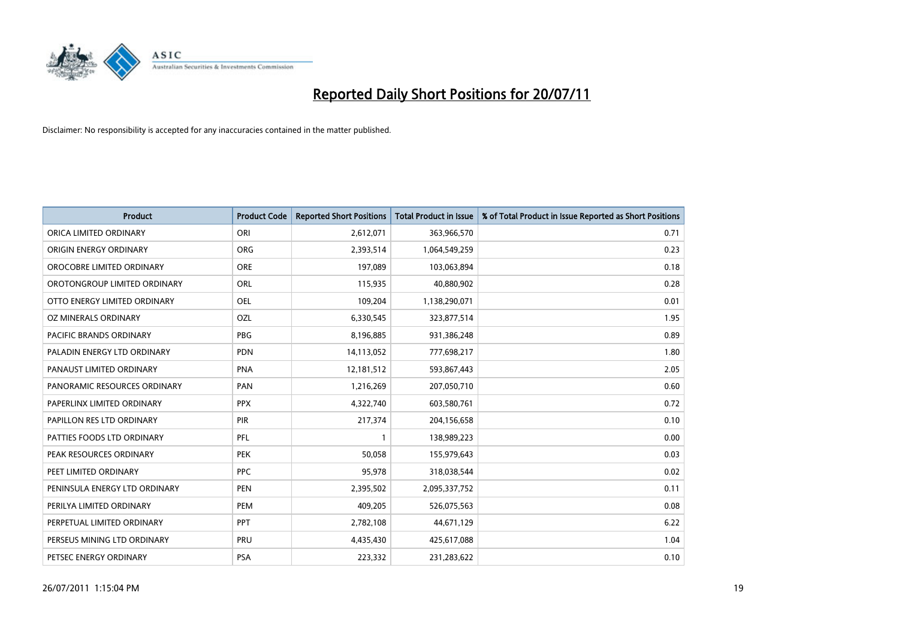# Reported Daily Short Positions for 20/07/11

Disclaimer: No responsibility is accepted for any inaccuracies contained in the matter published.

| Product | Product Code | Reported Short Positions | Total Product in Issue | % of Total Product in Issue Reported as Short Positions |
|---|---|---|---|---|
| ORICA LIMITED ORDINARY | ORI | 2,612,071 | 363,966,570 | 0.71 |
| ORIGIN ENERGY ORDINARY | ORG | 2,393,514 | 1,064,549,259 | 0.23 |
| OROCOBRE LIMITED ORDINARY | ORE | 197,089 | 103,063,894 | 0.18 |
| OROTONGROUP LIMITED ORDINARY | ORL | 115,935 | 40,880,902 | 0.28 |
| OTTO ENERGY LIMITED ORDINARY | OEL | 109,204 | 1,138,290,071 | 0.01 |
| OZ MINERALS ORDINARY | OZL | 6,330,545 | 323,877,514 | 1.95 |
| PACIFIC BRANDS ORDINARY | PBG | 8,196,885 | 931,386,248 | 0.89 |
| PALADIN ENERGY LTD ORDINARY | PDN | 14,113,052 | 777,698,217 | 1.80 |
| PANAUST LIMITED ORDINARY | PNA | 12,181,512 | 593,867,443 | 2.05 |
| PANORAMIC RESOURCES ORDINARY | PAN | 1,216,269 | 207,050,710 | 0.60 |
| PAPERLINX LIMITED ORDINARY | PPX | 4,322,740 | 603,580,761 | 0.72 |
| PAPILLON RES LTD ORDINARY | PIR | 217,374 | 204,156,658 | 0.10 |
| PATTIES FOODS LTD ORDINARY | PFL | 1 | 138,989,223 | 0.00 |
| PEAK RESOURCES ORDINARY | PEK | 50,058 | 155,979,643 | 0.03 |
| PEET LIMITED ORDINARY | PPC | 95,978 | 318,038,544 | 0.02 |
| PENINSULA ENERGY LTD ORDINARY | PEN | 2,395,502 | 2,095,337,752 | 0.11 |
| PERILYA LIMITED ORDINARY | PEM | 409,205 | 526,075,563 | 0.08 |
| PERPETUAL LIMITED ORDINARY | PPT | 2,782,108 | 44,671,129 | 6.22 |
| PERSEUS MINING LTD ORDINARY | PRU | 4,435,430 | 425,617,088 | 1.04 |
| PETSEC ENERGY ORDINARY | PSA | 223,332 | 231,283,622 | 0.10 |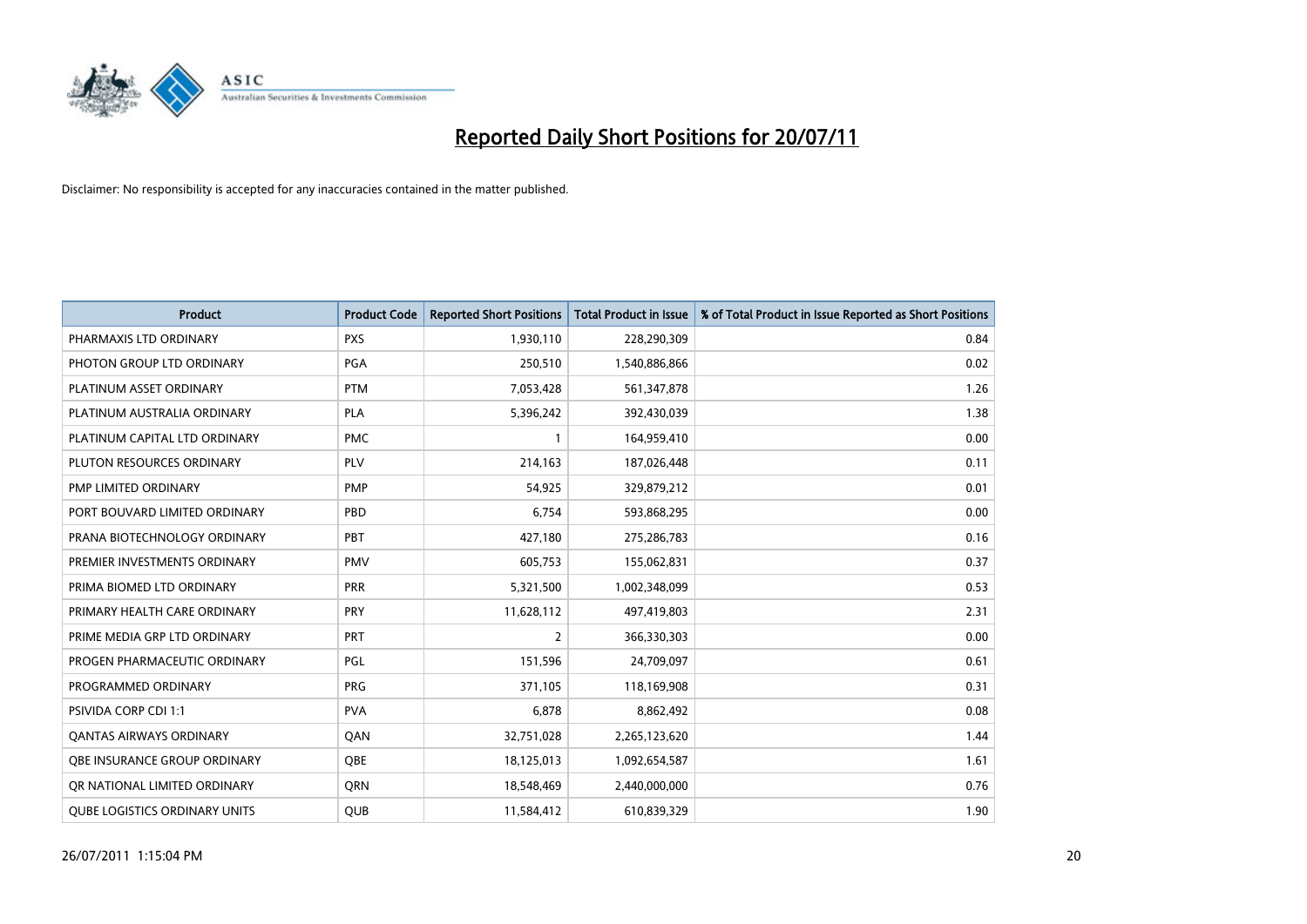# Reported Daily Short Positions for 20/07/11

Disclaimer: No responsibility is accepted for any inaccuracies contained in the matter published.

| Product | Product Code | Reported Short Positions | Total Product in Issue | % of Total Product in Issue Reported as Short Positions |
|---|---|---|---|---|
| PHARMAXIS LTD ORDINARY | PXS | 1,930,110 | 228,290,309 | 0.84 |
| PHOTON GROUP LTD ORDINARY | PGA | 250,510 | 1,540,886,866 | 0.02 |
| PLATINUM ASSET ORDINARY | PTM | 7,053,428 | 561,347,878 | 1.26 |
| PLATINUM AUSTRALIA ORDINARY | PLA | 5,396,242 | 392,430,039 | 1.38 |
| PLATINUM CAPITAL LTD ORDINARY | PMC | 1 | 164,959,410 | 0.00 |
| PLUTON RESOURCES ORDINARY | PLV | 214,163 | 187,026,448 | 0.11 |
| PMP LIMITED ORDINARY | PMP | 54,925 | 329,879,212 | 0.01 |
| PORT BOUVARD LIMITED ORDINARY | PBD | 6,754 | 593,868,295 | 0.00 |
| PRANA BIOTECHNOLOGY ORDINARY | PBT | 427,180 | 275,286,783 | 0.16 |
| PREMIER INVESTMENTS ORDINARY | PMV | 605,753 | 155,062,831 | 0.37 |
| PRIMA BIOMED LTD ORDINARY | PRR | 5,321,500 | 1,002,348,099 | 0.53 |
| PRIMARY HEALTH CARE ORDINARY | PRY | 11,628,112 | 497,419,803 | 2.31 |
| PRIME MEDIA GRP LTD ORDINARY | PRT | 2 | 366,330,303 | 0.00 |
| PROGEN PHARMACEUTIC ORDINARY | PGL | 151,596 | 24,709,097 | 0.61 |
| PROGRAMMED ORDINARY | PRG | 371,105 | 118,169,908 | 0.31 |
| PSIVIDA CORP CDI 1:1 | PVA | 6,878 | 8,862,492 | 0.08 |
| QANTAS AIRWAYS ORDINARY | QAN | 32,751,028 | 2,265,123,620 | 1.44 |
| QBE INSURANCE GROUP ORDINARY | QBE | 18,125,013 | 1,092,654,587 | 1.61 |
| QR NATIONAL LIMITED ORDINARY | QRN | 18,548,469 | 2,440,000,000 | 0.76 |
| QUBE LOGISTICS ORDINARY UNITS | QUB | 11,584,412 | 610,839,329 | 1.90 |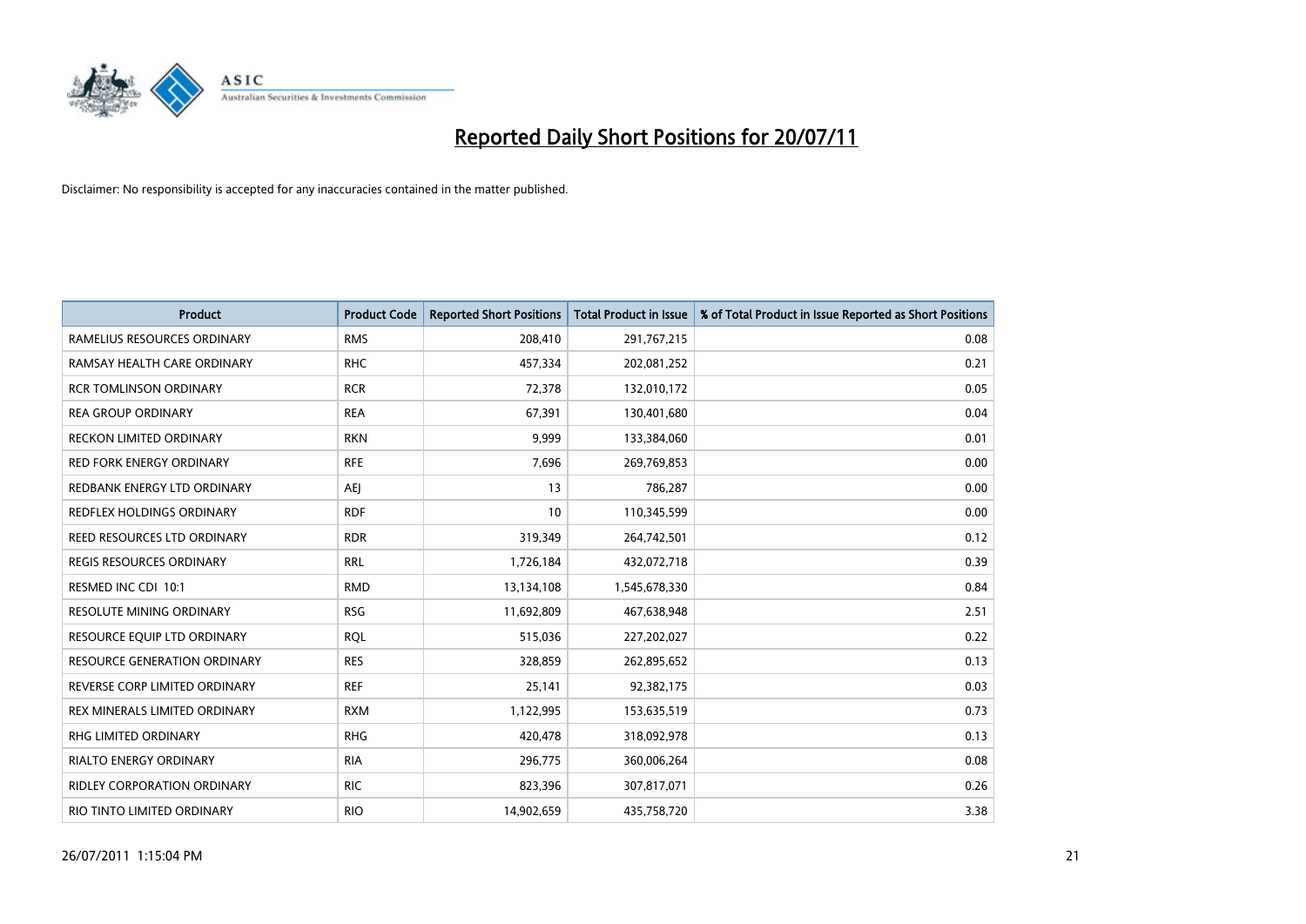# Reported Daily Short Positions for 20/07/11

Disclaimer: No responsibility is accepted for any inaccuracies contained in the matter published.

| Product | Product Code | Reported Short Positions | Total Product in Issue | % of Total Product in Issue Reported as Short Positions |
|---|---|---|---|---|
| RAMELIUS RESOURCES ORDINARY | RMS | 208,410 | 291,767,215 | 0.08 |
| RAMSAY HEALTH CARE ORDINARY | RHC | 457,334 | 202,081,252 | 0.21 |
| RCR TOMLINSON ORDINARY | RCR | 72,378 | 132,010,172 | 0.05 |
| REA GROUP ORDINARY | REA | 67,391 | 130,401,680 | 0.04 |
| RECKON LIMITED ORDINARY | RKN | 9,999 | 133,384,060 | 0.01 |
| RED FORK ENERGY ORDINARY | RFE | 7,696 | 269,769,853 | 0.00 |
| REDBANK ENERGY LTD ORDINARY | AEJ | 13 | 786,287 | 0.00 |
| REDFLEX HOLDINGS ORDINARY | RDF | 10 | 110,345,599 | 0.00 |
| REED RESOURCES LTD ORDINARY | RDR | 319,349 | 264,742,501 | 0.12 |
| REGIS RESOURCES ORDINARY | RRL | 1,726,184 | 432,072,718 | 0.39 |
| RESMED INC CDI 10:1 | RMD | 13,134,108 | 1,545,678,330 | 0.84 |
| RESOLUTE MINING ORDINARY | RSG | 11,692,809 | 467,638,948 | 2.51 |
| RESOURCE EQUIP LTD ORDINARY | RQL | 515,036 | 227,202,027 | 0.22 |
| RESOURCE GENERATION ORDINARY | RES | 328,859 | 262,895,652 | 0.13 |
| REVERSE CORP LIMITED ORDINARY | REF | 25,141 | 92,382,175 | 0.03 |
| REX MINERALS LIMITED ORDINARY | RXM | 1,122,995 | 153,635,519 | 0.73 |
| RHG LIMITED ORDINARY | RHG | 420,478 | 318,092,978 | 0.13 |
| RIALTO ENERGY ORDINARY | RIA | 296,775 | 360,006,264 | 0.08 |
| RIDLEY CORPORATION ORDINARY | RIC | 823,396 | 307,817,071 | 0.26 |
| RIO TINTO LIMITED ORDINARY | RIO | 14,902,659 | 435,758,720 | 3.38 |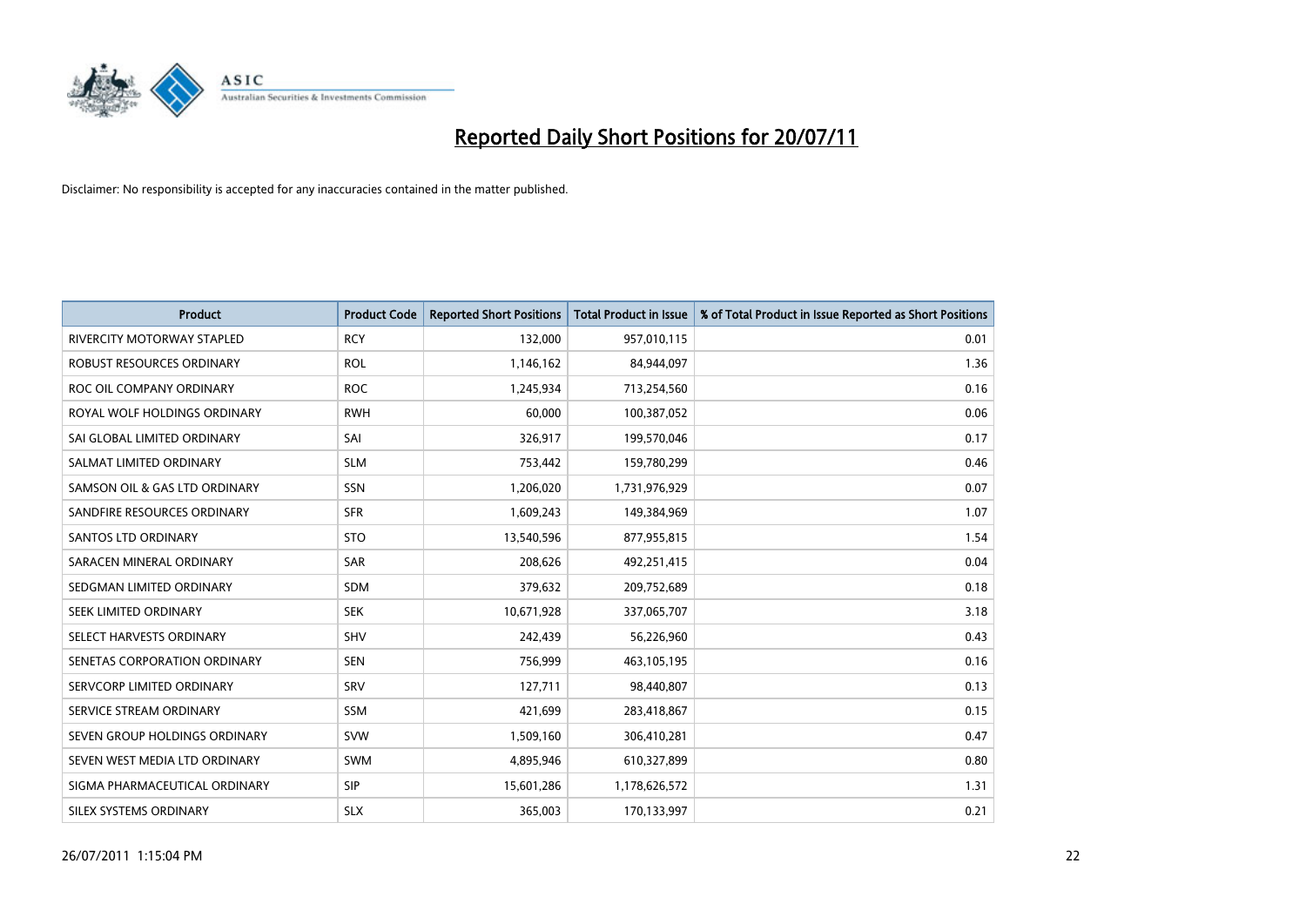# Reported Daily Short Positions for 20/07/11

Disclaimer: No responsibility is accepted for any inaccuracies contained in the matter published.

| Product | Product Code | Reported Short Positions | Total Product in Issue | % of Total Product in Issue Reported as Short Positions |
|---|---|---|---|---|
| RIVERCITY MOTORWAY STAPLED | RCY | 132,000 | 957,010,115 | 0.01 |
| ROBUST RESOURCES ORDINARY | ROL | 1,146,162 | 84,944,097 | 1.36 |
| ROC OIL COMPANY ORDINARY | ROC | 1,245,934 | 713,254,560 | 0.16 |
| ROYAL WOLF HOLDINGS ORDINARY | RWH | 60,000 | 100,387,052 | 0.06 |
| SAI GLOBAL LIMITED ORDINARY | SAI | 326,917 | 199,570,046 | 0.17 |
| SALMAT LIMITED ORDINARY | SLM | 753,442 | 159,780,299 | 0.46 |
| SAMSON OIL & GAS LTD ORDINARY | SSN | 1,206,020 | 1,731,976,929 | 0.07 |
| SANDFIRE RESOURCES ORDINARY | SFR | 1,609,243 | 149,384,969 | 1.07 |
| SANTOS LTD ORDINARY | STO | 13,540,596 | 877,955,815 | 1.54 |
| SARACEN MINERAL ORDINARY | SAR | 208,626 | 492,251,415 | 0.04 |
| SEDGMAN LIMITED ORDINARY | SDM | 379,632 | 209,752,689 | 0.18 |
| SEEK LIMITED ORDINARY | SEK | 10,671,928 | 337,065,707 | 3.18 |
| SELECT HARVESTS ORDINARY | SHV | 242,439 | 56,226,960 | 0.43 |
| SENETAS CORPORATION ORDINARY | SEN | 756,999 | 463,105,195 | 0.16 |
| SERVCORP LIMITED ORDINARY | SRV | 127,711 | 98,440,807 | 0.13 |
| SERVICE STREAM ORDINARY | SSM | 421,699 | 283,418,867 | 0.15 |
| SEVEN GROUP HOLDINGS ORDINARY | SVW | 1,509,160 | 306,410,281 | 0.47 |
| SEVEN WEST MEDIA LTD ORDINARY | SWM | 4,895,946 | 610,327,899 | 0.80 |
| SIGMA PHARMACEUTICAL ORDINARY | SIP | 15,601,286 | 1,178,626,572 | 1.31 |
| SILEX SYSTEMS ORDINARY | SLX | 365,003 | 170,133,997 | 0.21 |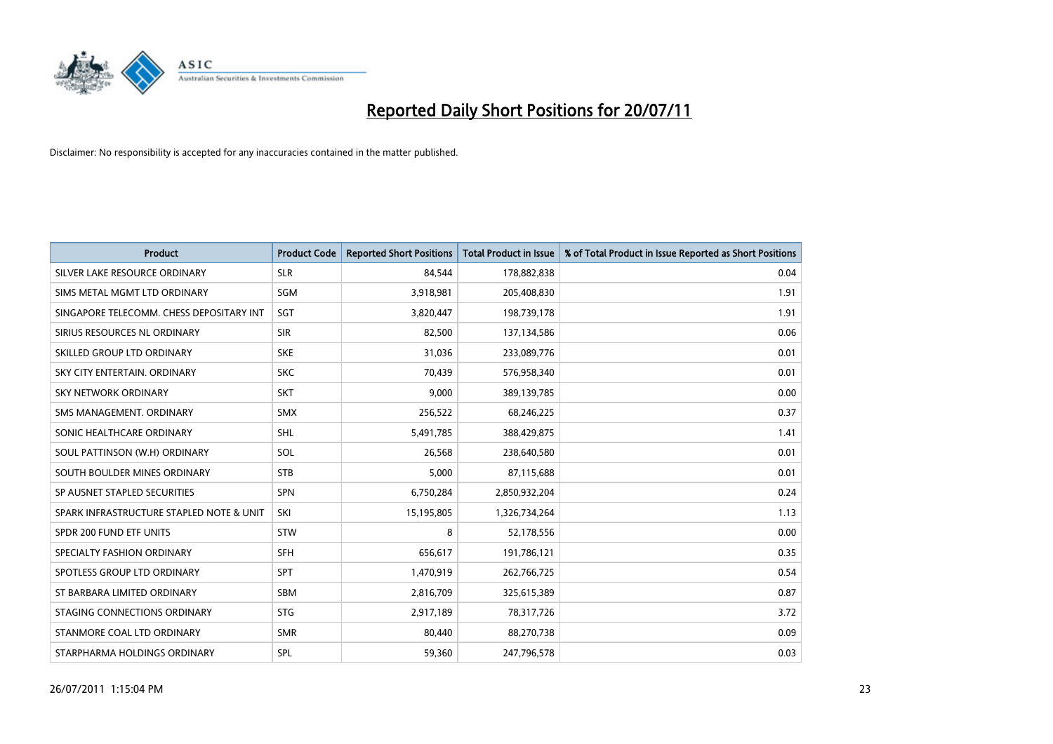# Reported Daily Short Positions for 20/07/11

Disclaimer: No responsibility is accepted for any inaccuracies contained in the matter published.

| Product | Product Code | Reported Short Positions | Total Product in Issue | % of Total Product in Issue Reported as Short Positions |
|---|---|---|---|---|
| SILVER LAKE RESOURCE ORDINARY | SLR | 84,544 | 178,882,838 | 0.04 |
| SIMS METAL MGMT LTD ORDINARY | SGM | 3,918,981 | 205,408,830 | 1.91 |
| SINGAPORE TELECOMM. CHESS DEPOSITARY INT | SGT | 3,820,447 | 198,739,178 | 1.91 |
| SIRIUS RESOURCES NL ORDINARY | SIR | 82,500 | 137,134,586 | 0.06 |
| SKILLED GROUP LTD ORDINARY | SKE | 31,036 | 233,089,776 | 0.01 |
| SKY CITY ENTERTAIN. ORDINARY | SKC | 70,439 | 576,958,340 | 0.01 |
| SKY NETWORK ORDINARY | SKT | 9,000 | 389,139,785 | 0.00 |
| SMS MANAGEMENT. ORDINARY | SMX | 256,522 | 68,246,225 | 0.37 |
| SONIC HEALTHCARE ORDINARY | SHL | 5,491,785 | 388,429,875 | 1.41 |
| SOUL PATTINSON (W.H) ORDINARY | SOL | 26,568 | 238,640,580 | 0.01 |
| SOUTH BOULDER MINES ORDINARY | STB | 5,000 | 87,115,688 | 0.01 |
| SP AUSNET STAPLED SECURITIES | SPN | 6,750,284 | 2,850,932,204 | 0.24 |
| SPARK INFRASTRUCTURE STAPLED NOTE & UNIT | SKI | 15,195,805 | 1,326,734,264 | 1.13 |
| SPDR 200 FUND ETF UNITS | STW | 8 | 52,178,556 | 0.00 |
| SPECIALTY FASHION ORDINARY | SFH | 656,617 | 191,786,121 | 0.35 |
| SPOTLESS GROUP LTD ORDINARY | SPT | 1,470,919 | 262,766,725 | 0.54 |
| ST BARBARA LIMITED ORDINARY | SBM | 2,816,709 | 325,615,389 | 0.87 |
| STAGING CONNECTIONS ORDINARY | STG | 2,917,189 | 78,317,726 | 3.72 |
| STANMORE COAL LTD ORDINARY | SMR | 80,440 | 88,270,738 | 0.09 |
| STARPHARMA HOLDINGS ORDINARY | SPL | 59,360 | 247,796,578 | 0.03 |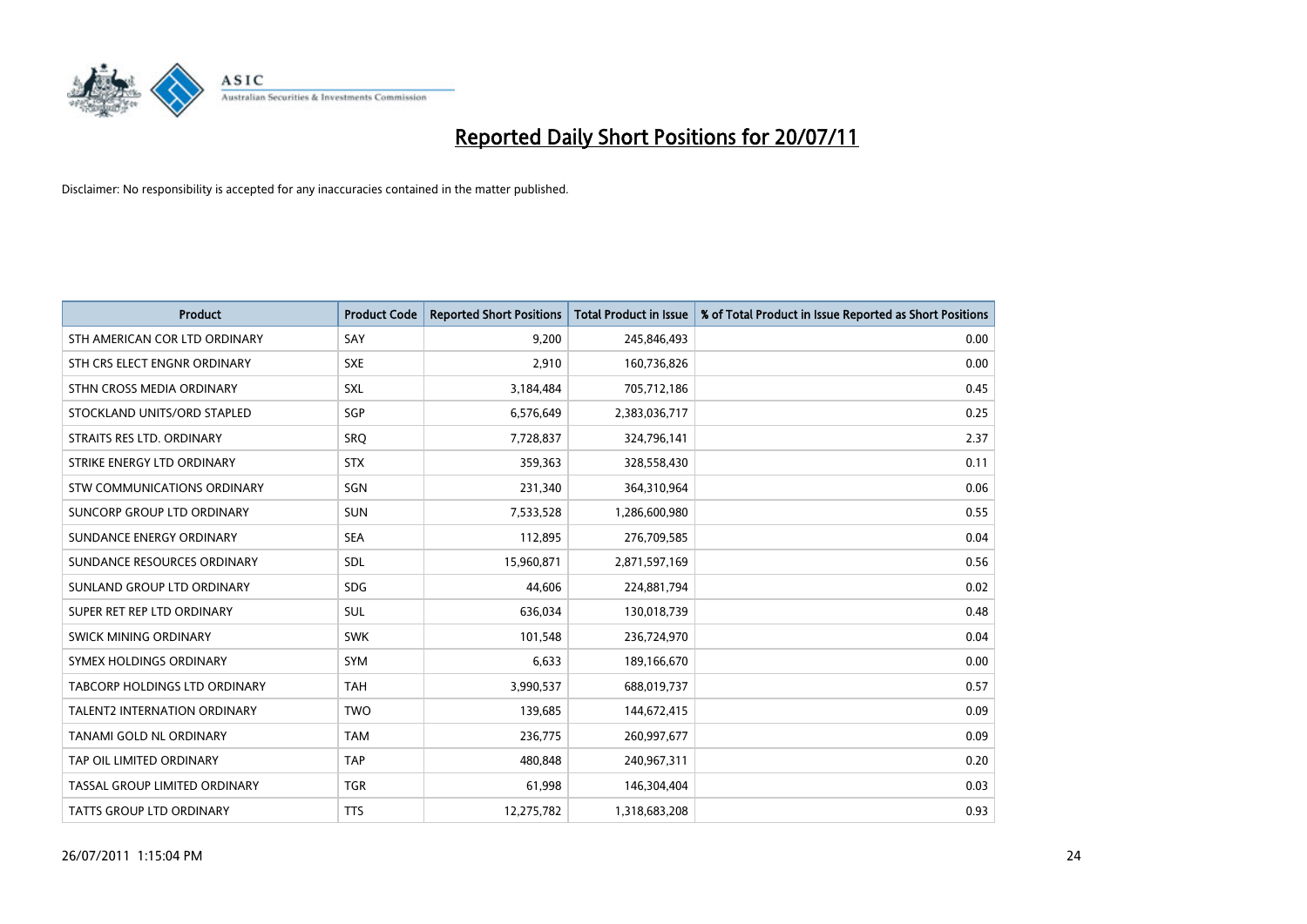# Reported Daily Short Positions for 20/07/11

Disclaimer: No responsibility is accepted for any inaccuracies contained in the matter published.

| Product | Product Code | Reported Short Positions | Total Product in Issue | % of Total Product in Issue Reported as Short Positions |
|---|---|---|---|---|
| STH AMERICAN COR LTD ORDINARY | SAY | 9,200 | 245,846,493 | 0.00 |
| STH CRS ELECT ENGNR ORDINARY | SXE | 2,910 | 160,736,826 | 0.00 |
| STHN CROSS MEDIA ORDINARY | SXL | 3,184,484 | 705,712,186 | 0.45 |
| STOCKLAND UNITS/ORD STAPLED | SGP | 6,576,649 | 2,383,036,717 | 0.25 |
| STRAITS RES LTD. ORDINARY | SRQ | 7,728,837 | 324,796,141 | 2.37 |
| STRIKE ENERGY LTD ORDINARY | STX | 359,363 | 328,558,430 | 0.11 |
| STW COMMUNICATIONS ORDINARY | SGN | 231,340 | 364,310,964 | 0.06 |
| SUNCORP GROUP LTD ORDINARY | SUN | 7,533,528 | 1,286,600,980 | 0.55 |
| SUNDANCE ENERGY ORDINARY | SEA | 112,895 | 276,709,585 | 0.04 |
| SUNDANCE RESOURCES ORDINARY | SDL | 15,960,871 | 2,871,597,169 | 0.56 |
| SUNLAND GROUP LTD ORDINARY | SDG | 44,606 | 224,881,794 | 0.02 |
| SUPER RET REP LTD ORDINARY | SUL | 636,034 | 130,018,739 | 0.48 |
| SWICK MINING ORDINARY | SWK | 101,548 | 236,724,970 | 0.04 |
| SYMEX HOLDINGS ORDINARY | SYM | 6,633 | 189,166,670 | 0.00 |
| TABCORP HOLDINGS LTD ORDINARY | TAH | 3,990,537 | 688,019,737 | 0.57 |
| TALENT2 INTERNATION ORDINARY | TWO | 139,685 | 144,672,415 | 0.09 |
| TANAMI GOLD NL ORDINARY | TAM | 236,775 | 260,997,677 | 0.09 |
| TAP OIL LIMITED ORDINARY | TAP | 480,848 | 240,967,311 | 0.20 |
| TASSAL GROUP LIMITED ORDINARY | TGR | 61,998 | 146,304,404 | 0.03 |
| TATTS GROUP LTD ORDINARY | TTS | 12,275,782 | 1,318,683,208 | 0.93 |

26/07/2011 1:15:04 PM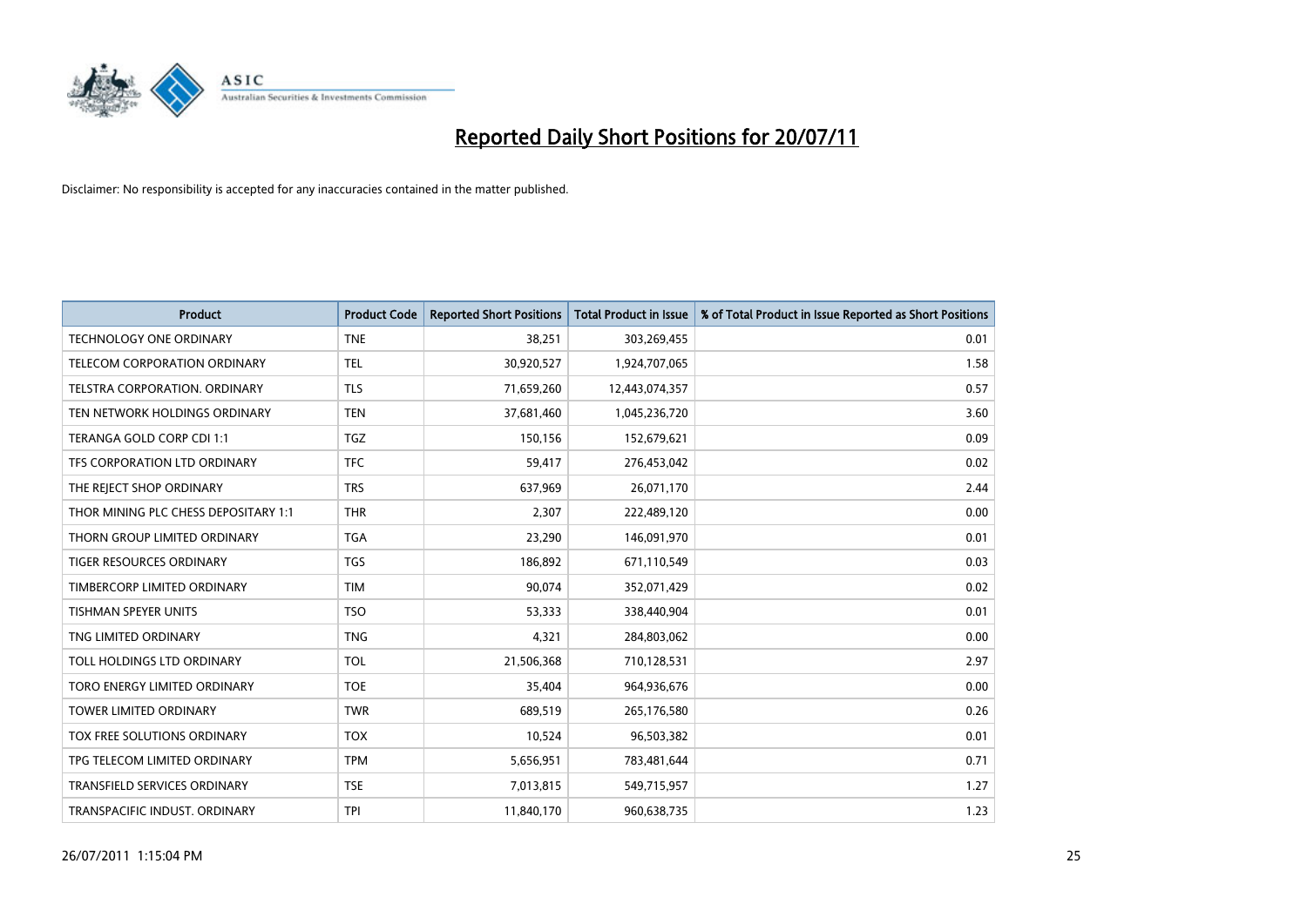# Reported Daily Short Positions for 20/07/11

Disclaimer: No responsibility is accepted for any inaccuracies contained in the matter published.

| Product | Product Code | Reported Short Positions | Total Product in Issue | % of Total Product in Issue Reported as Short Positions |
|---|---|---|---|---|
| TECHNOLOGY ONE ORDINARY | TNE | 38,251 | 303,269,455 | 0.01 |
| TELECOM CORPORATION ORDINARY | TEL | 30,920,527 | 1,924,707,065 | 1.58 |
| TELSTRA CORPORATION. ORDINARY | TLS | 71,659,260 | 12,443,074,357 | 0.57 |
| TEN NETWORK HOLDINGS ORDINARY | TEN | 37,681,460 | 1,045,236,720 | 3.60 |
| TERANGA GOLD CORP CDI 1:1 | TGZ | 150,156 | 152,679,621 | 0.09 |
| TFS CORPORATION LTD ORDINARY | TFC | 59,417 | 276,453,042 | 0.02 |
| THE REJECT SHOP ORDINARY | TRS | 637,969 | 26,071,170 | 2.44 |
| THOR MINING PLC CHESS DEPOSITARY 1:1 | THR | 2,307 | 222,489,120 | 0.00 |
| THORN GROUP LIMITED ORDINARY | TGA | 23,290 | 146,091,970 | 0.01 |
| TIGER RESOURCES ORDINARY | TGS | 186,892 | 671,110,549 | 0.03 |
| TIMBERCORP LIMITED ORDINARY | TIM | 90,074 | 352,071,429 | 0.02 |
| TISHMAN SPEYER UNITS | TSO | 53,333 | 338,440,904 | 0.01 |
| TNG LIMITED ORDINARY | TNG | 4,321 | 284,803,062 | 0.00 |
| TOLL HOLDINGS LTD ORDINARY | TOL | 21,506,368 | 710,128,531 | 2.97 |
| TORO ENERGY LIMITED ORDINARY | TOE | 35,404 | 964,936,676 | 0.00 |
| TOWER LIMITED ORDINARY | TWR | 689,519 | 265,176,580 | 0.26 |
| TOX FREE SOLUTIONS ORDINARY | TOX | 10,524 | 96,503,382 | 0.01 |
| TPG TELECOM LIMITED ORDINARY | TPM | 5,656,951 | 783,481,644 | 0.71 |
| TRANSFIELD SERVICES ORDINARY | TSE | 7,013,815 | 549,715,957 | 1.27 |
| TRANSPACIFIC INDUST. ORDINARY | TPI | 11,840,170 | 960,638,735 | 1.23 |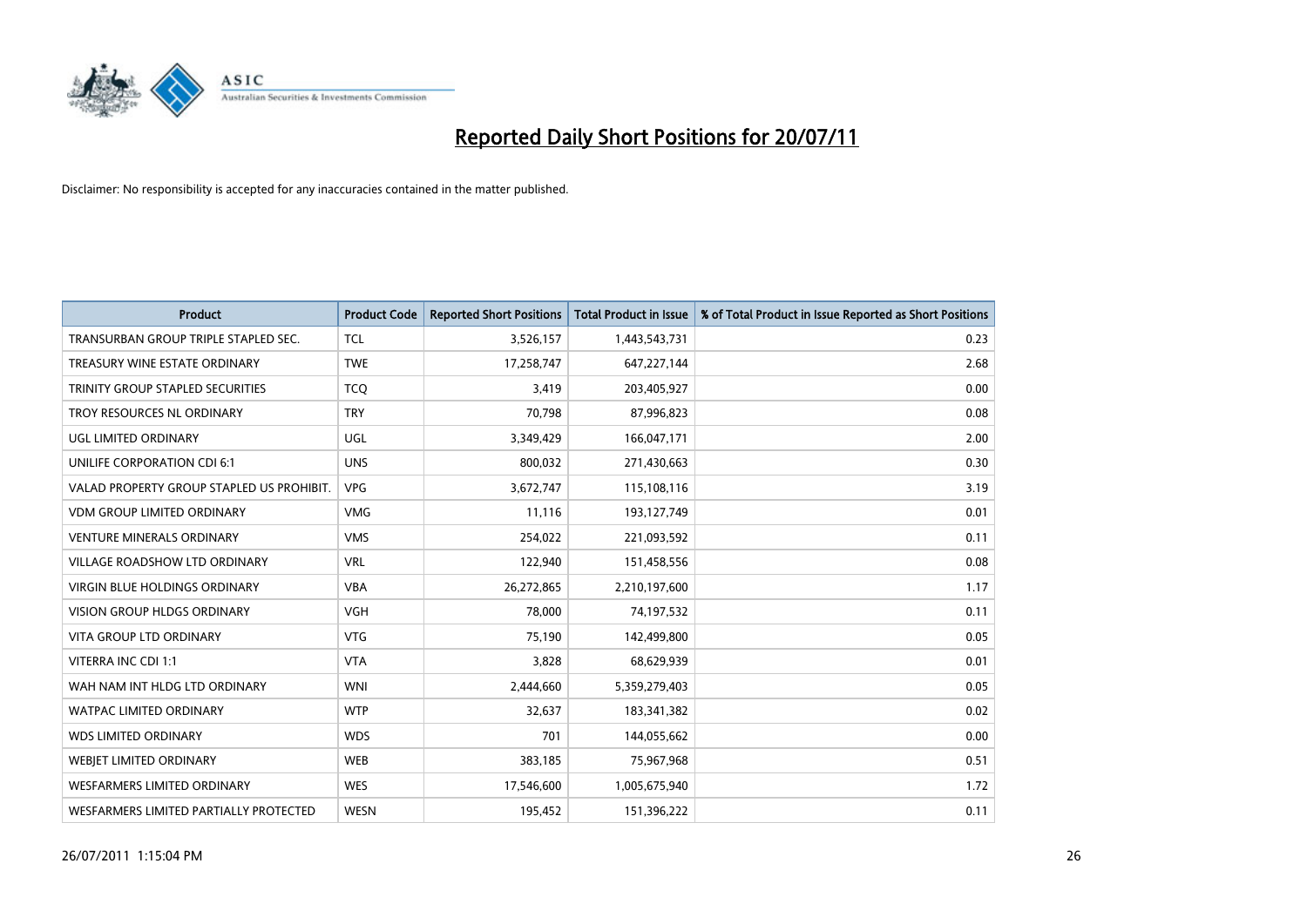# Reported Daily Short Positions for 20/07/11

Disclaimer: No responsibility is accepted for any inaccuracies contained in the matter published.

| Product | Product Code | Reported Short Positions | Total Product in Issue | % of Total Product in Issue Reported as Short Positions |
|---|---|---|---|---|
| TRANSURBAN GROUP TRIPLE STAPLED SEC. | TCL | 3,526,157 | 1,443,543,731 | 0.23 |
| TREASURY WINE ESTATE ORDINARY | TWE | 17,258,747 | 647,227,144 | 2.68 |
| TRINITY GROUP STAPLED SECURITIES | TCQ | 3,419 | 203,405,927 | 0.00 |
| TROY RESOURCES NL ORDINARY | TRY | 70,798 | 87,996,823 | 0.08 |
| UGL LIMITED ORDINARY | UGL | 3,349,429 | 166,047,171 | 2.00 |
| UNILIFE CORPORATION CDI 6:1 | UNS | 800,032 | 271,430,663 | 0.30 |
| VALAD PROPERTY GROUP STAPLED US PROHIBIT. | VPG | 3,672,747 | 115,108,116 | 3.19 |
| VDM GROUP LIMITED ORDINARY | VMG | 11,116 | 193,127,749 | 0.01 |
| VENTURE MINERALS ORDINARY | VMS | 254,022 | 221,093,592 | 0.11 |
| VILLAGE ROADSHOW LTD ORDINARY | VRL | 122,940 | 151,458,556 | 0.08 |
| VIRGIN BLUE HOLDINGS ORDINARY | VBA | 26,272,865 | 2,210,197,600 | 1.17 |
| VISION GROUP HLDGS ORDINARY | VGH | 78,000 | 74,197,532 | 0.11 |
| VITA GROUP LTD ORDINARY | VTG | 75,190 | 142,499,800 | 0.05 |
| VITERRA INC CDI 1:1 | VTA | 3,828 | 68,629,939 | 0.01 |
| WAH NAM INT HLDG LTD ORDINARY | WNI | 2,444,660 | 5,359,279,403 | 0.05 |
| WATPAC LIMITED ORDINARY | WTP | 32,637 | 183,341,382 | 0.02 |
| WDS LIMITED ORDINARY | WDS | 701 | 144,055,662 | 0.00 |
| WEBJET LIMITED ORDINARY | WEB | 383,185 | 75,967,968 | 0.51 |
| WESFARMERS LIMITED ORDINARY | WES | 17,546,600 | 1,005,675,940 | 1.72 |
| WESFARMERS LIMITED PARTIALLY PROTECTED | WESN | 195,452 | 151,396,222 | 0.11 |

26/07/2011 1:15:04 PM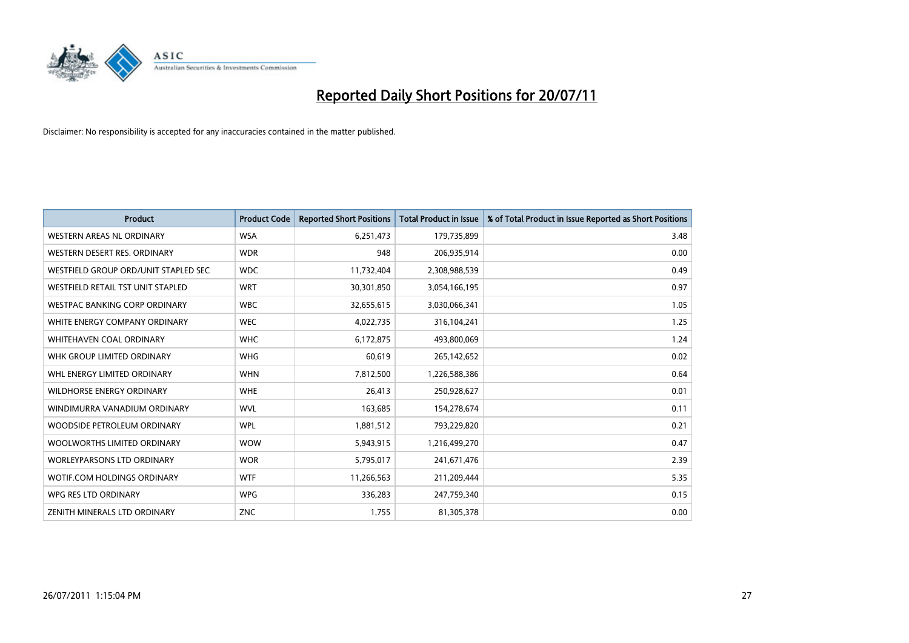# Reported Daily Short Positions for 20/07/11

Disclaimer: No responsibility is accepted for any inaccuracies contained in the matter published.

| Product | Product Code | Reported Short Positions | Total Product in Issue | % of Total Product in Issue Reported as Short Positions |
|---|---|---|---|---|
| WESTERN AREAS NL ORDINARY | WSA | 6,251,473 | 179,735,899 | 3.48 |
| WESTERN DESERT RES. ORDINARY | WDR | 948 | 206,935,914 | 0.00 |
| WESTFIELD GROUP ORD/UNIT STAPLED SEC | WDC | 11,732,404 | 2,308,988,539 | 0.49 |
| WESTFIELD RETAIL TST UNIT STAPLED | WRT | 30,301,850 | 3,054,166,195 | 0.97 |
| WESTPAC BANKING CORP ORDINARY | WBC | 32,655,615 | 3,030,066,341 | 1.05 |
| WHITE ENERGY COMPANY ORDINARY | WEC | 4,022,735 | 316,104,241 | 1.25 |
| WHITEHAVEN COAL ORDINARY | WHC | 6,172,875 | 493,800,069 | 1.24 |
| WHK GROUP LIMITED ORDINARY | WHG | 60,619 | 265,142,652 | 0.02 |
| WHL ENERGY LIMITED ORDINARY | WHN | 7,812,500 | 1,226,588,386 | 0.64 |
| WILDHORSE ENERGY ORDINARY | WHE | 26,413 | 250,928,627 | 0.01 |
| WINDIMURRA VANADIUM ORDINARY | WVL | 163,685 | 154,278,674 | 0.11 |
| WOODSIDE PETROLEUM ORDINARY | WPL | 1,881,512 | 793,229,820 | 0.21 |
| WOOLWORTHS LIMITED ORDINARY | WOW | 5,943,915 | 1,216,499,270 | 0.47 |
| WORLEYPARSONS LTD ORDINARY | WOR | 5,795,017 | 241,671,476 | 2.39 |
| WOTIF.COM HOLDINGS ORDINARY | WTF | 11,266,563 | 211,209,444 | 5.35 |
| WPG RES LTD ORDINARY | WPG | 336,283 | 247,759,340 | 0.15 |
| ZENITH MINERALS LTD ORDINARY | ZNC | 1,755 | 81,305,378 | 0.00 |

26/07/2011 1:15:04 PM